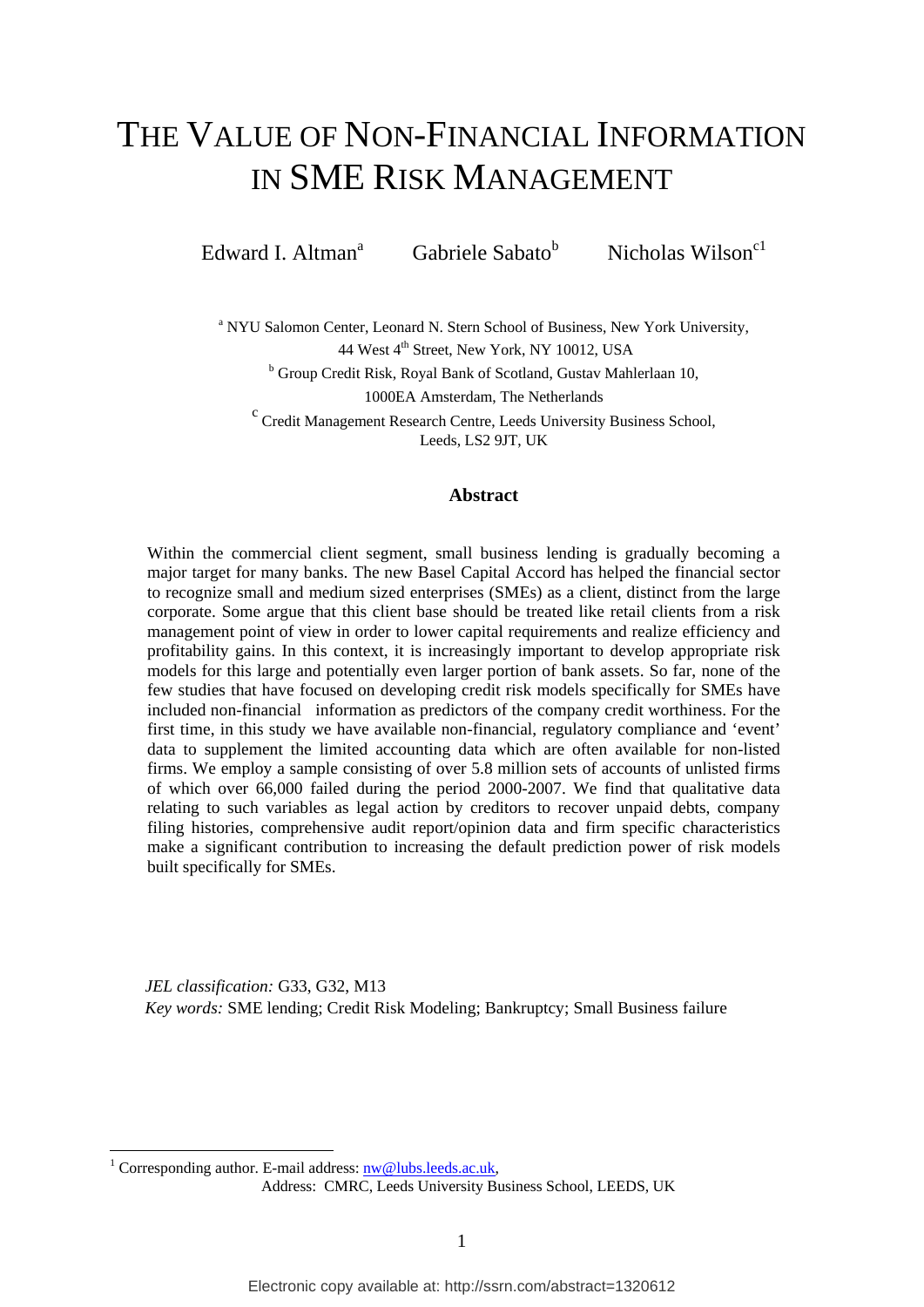# THE VALUE OF NON-FINANCIAL INFORMATION IN SME RISK MANAGEMENT

Edward I. Altman[a] Gabriele Sabato[b] Nicholas Wilson[c1]

[a] NYU Salomon Center, Leonard N. Stern School of Business, New York University, 44 West 4th Street, New York, NY 10012, USA

[b] Group Credit Risk, Royal Bank of Scotland, Gustav Mahlerlaan 10, 1000EA Amsterdam, The Netherlands

[c] Credit Management Research Centre, Leeds University Business School, Leeds, LS2 9JT, UK

### Abstract

Within the commercial client segment, small business lending is gradually becoming a major target for many banks. The new Basel Capital Accord has helped the financial sector to recognize small and medium sized enterprises (SMEs) as a client, distinct from the large corporate. Some argue that this client base should be treated like retail clients from a risk management point of view in order to lower capital requirements and realize efficiency and profitability gains. In this context, it is increasingly important to develop appropriate risk models for this large and potentially even larger portion of bank assets. So far, none of the few studies that have focused on developing credit risk models specifically for SMEs have included non-financial information as predictors of the company credit worthiness. For the first time, in this study we have available non-financial, regulatory compliance and 'event' data to supplement the limited accounting data which are often available for non-listed firms. We employ a sample consisting of over 5.8 million sets of accounts of unlisted firms of which over 66,000 failed during the period 2000-2007. We find that qualitative data relating to such variables as legal action by creditors to recover unpaid debts, company filing histories, comprehensive audit report/opinion data and firm specific characteristics make a significant contribution to increasing the default prediction power of risk models built specifically for SMEs.

*JEL classification:* G33, G32, M13

*Key words:* SME lending; Credit Risk Modeling; Bankruptcy; Small Business failure

[1] Corresponding author. E-mail address: nw@lubs.leeds.ac.uk,
Address: CMRC, Leeds University Business School, LEEDS, UK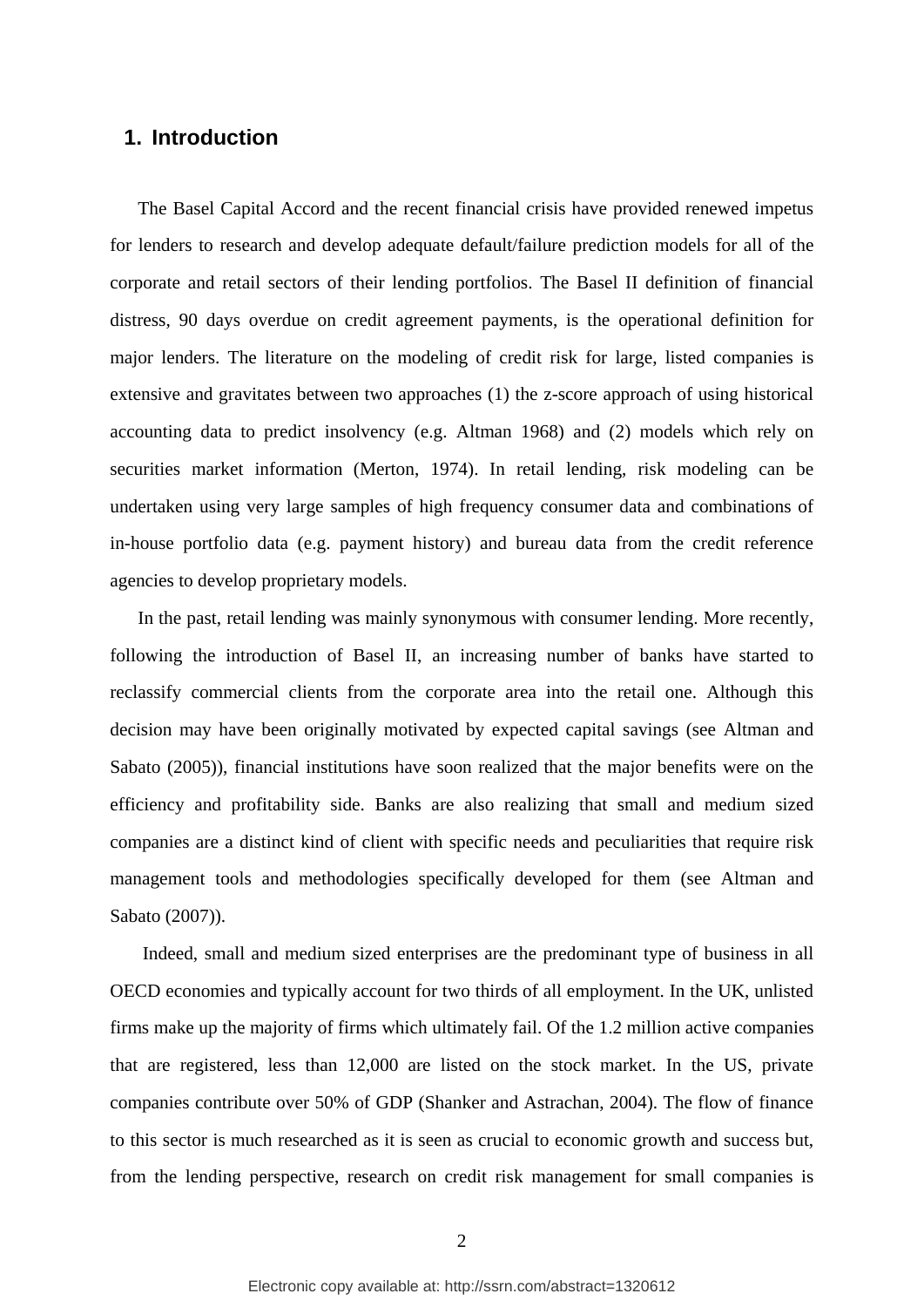## 1. Introduction

The Basel Capital Accord and the recent financial crisis have provided renewed impetus for lenders to research and develop adequate default/failure prediction models for all of the corporate and retail sectors of their lending portfolios. The Basel II definition of financial distress, 90 days overdue on credit agreement payments, is the operational definition for major lenders. The literature on the modeling of credit risk for large, listed companies is extensive and gravitates between two approaches (1) the z-score approach of using historical accounting data to predict insolvency (e.g. Altman 1968) and (2) models which rely on securities market information (Merton, 1974). In retail lending, risk modeling can be undertaken using very large samples of high frequency consumer data and combinations of in-house portfolio data (e.g. payment history) and bureau data from the credit reference agencies to develop proprietary models.

In the past, retail lending was mainly synonymous with consumer lending. More recently, following the introduction of Basel II, an increasing number of banks have started to reclassify commercial clients from the corporate area into the retail one. Although this decision may have been originally motivated by expected capital savings (see Altman and Sabato (2005)), financial institutions have soon realized that the major benefits were on the efficiency and profitability side. Banks are also realizing that small and medium sized companies are a distinct kind of client with specific needs and peculiarities that require risk management tools and methodologies specifically developed for them (see Altman and Sabato (2007)).

Indeed, small and medium sized enterprises are the predominant type of business in all OECD economies and typically account for two thirds of all employment. In the UK, unlisted firms make up the majority of firms which ultimately fail. Of the 1.2 million active companies that are registered, less than 12,000 are listed on the stock market. In the US, private companies contribute over 50% of GDP (Shanker and Astrachan, 2004). The flow of finance to this sector is much researched as it is seen as crucial to economic growth and success but, from the lending perspective, research on credit risk management for small companies is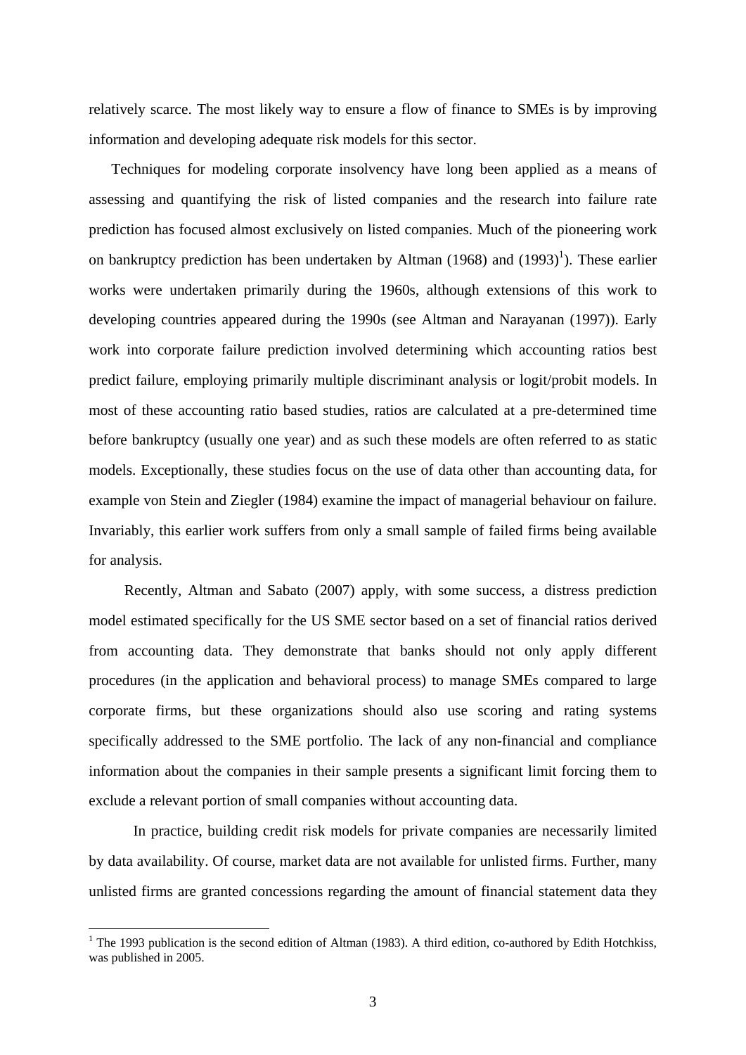relatively scarce. The most likely way to ensure a flow of finance to SMEs is by improving information and developing adequate risk models for this sector.

Techniques for modeling corporate insolvency have long been applied as a means of assessing and quantifying the risk of listed companies and the research into failure rate prediction has focused almost exclusively on listed companies. Much of the pioneering work on bankruptcy prediction has been undertaken by Altman (1968) and (1993)[1]). These earlier works were undertaken primarily during the 1960s, although extensions of this work to developing countries appeared during the 1990s (see Altman and Narayanan (1997)). Early work into corporate failure prediction involved determining which accounting ratios best predict failure, employing primarily multiple discriminant analysis or logit/probit models. In most of these accounting ratio based studies, ratios are calculated at a pre-determined time before bankruptcy (usually one year) and as such these models are often referred to as static models. Exceptionally, these studies focus on the use of data other than accounting data, for example von Stein and Ziegler (1984) examine the impact of managerial behaviour on failure. Invariably, this earlier work suffers from only a small sample of failed firms being available for analysis.

Recently, Altman and Sabato (2007) apply, with some success, a distress prediction model estimated specifically for the US SME sector based on a set of financial ratios derived from accounting data. They demonstrate that banks should not only apply different procedures (in the application and behavioral process) to manage SMEs compared to large corporate firms, but these organizations should also use scoring and rating systems specifically addressed to the SME portfolio. The lack of any non-financial and compliance information about the companies in their sample presents a significant limit forcing them to exclude a relevant portion of small companies without accounting data.

In practice, building credit risk models for private companies are necessarily limited by data availability. Of course, market data are not available for unlisted firms. Further, many unlisted firms are granted concessions regarding the amount of financial statement data they

---

[1] The 1993 publication is the second edition of Altman (1983). A third edition, co-authored by Edith Hotchkiss, was published in 2005.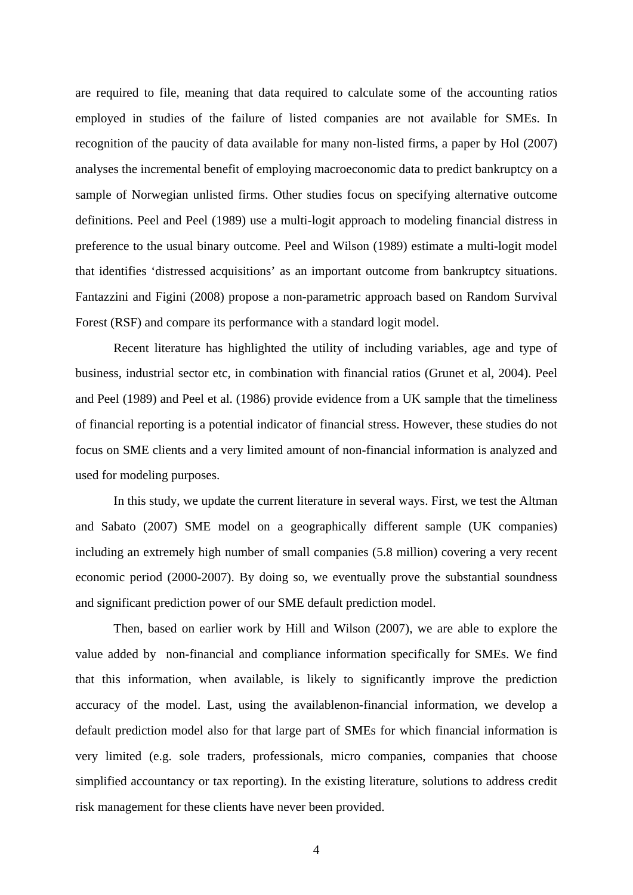are required to file, meaning that data required to calculate some of the accounting ratios employed in studies of the failure of listed companies are not available for SMEs. In recognition of the paucity of data available for many non-listed firms, a paper by Hol (2007) analyses the incremental benefit of employing macroeconomic data to predict bankruptcy on a sample of Norwegian unlisted firms. Other studies focus on specifying alternative outcome definitions. Peel and Peel (1989) use a multi-logit approach to modeling financial distress in preference to the usual binary outcome. Peel and Wilson (1989) estimate a multi-logit model that identifies 'distressed acquisitions' as an important outcome from bankruptcy situations. Fantazzini and Figini (2008) propose a non-parametric approach based on Random Survival Forest (RSF) and compare its performance with a standard logit model.

Recent literature has highlighted the utility of including variables, age and type of business, industrial sector etc, in combination with financial ratios (Grunet et al, 2004). Peel and Peel (1989) and Peel et al. (1986) provide evidence from a UK sample that the timeliness of financial reporting is a potential indicator of financial stress. However, these studies do not focus on SME clients and a very limited amount of non-financial information is analyzed and used for modeling purposes.

In this study, we update the current literature in several ways. First, we test the Altman and Sabato (2007) SME model on a geographically different sample (UK companies) including an extremely high number of small companies (5.8 million) covering a very recent economic period (2000-2007). By doing so, we eventually prove the substantial soundness and significant prediction power of our SME default prediction model.

Then, based on earlier work by Hill and Wilson (2007), we are able to explore the value added by non-financial and compliance information specifically for SMEs. We find that this information, when available, is likely to significantly improve the prediction accuracy of the model. Last, using the availablenon-financial information, we develop a default prediction model also for that large part of SMEs for which financial information is very limited (e.g. sole traders, professionals, micro companies, companies that choose simplified accountancy or tax reporting). In the existing literature, solutions to address credit risk management for these clients have never been provided.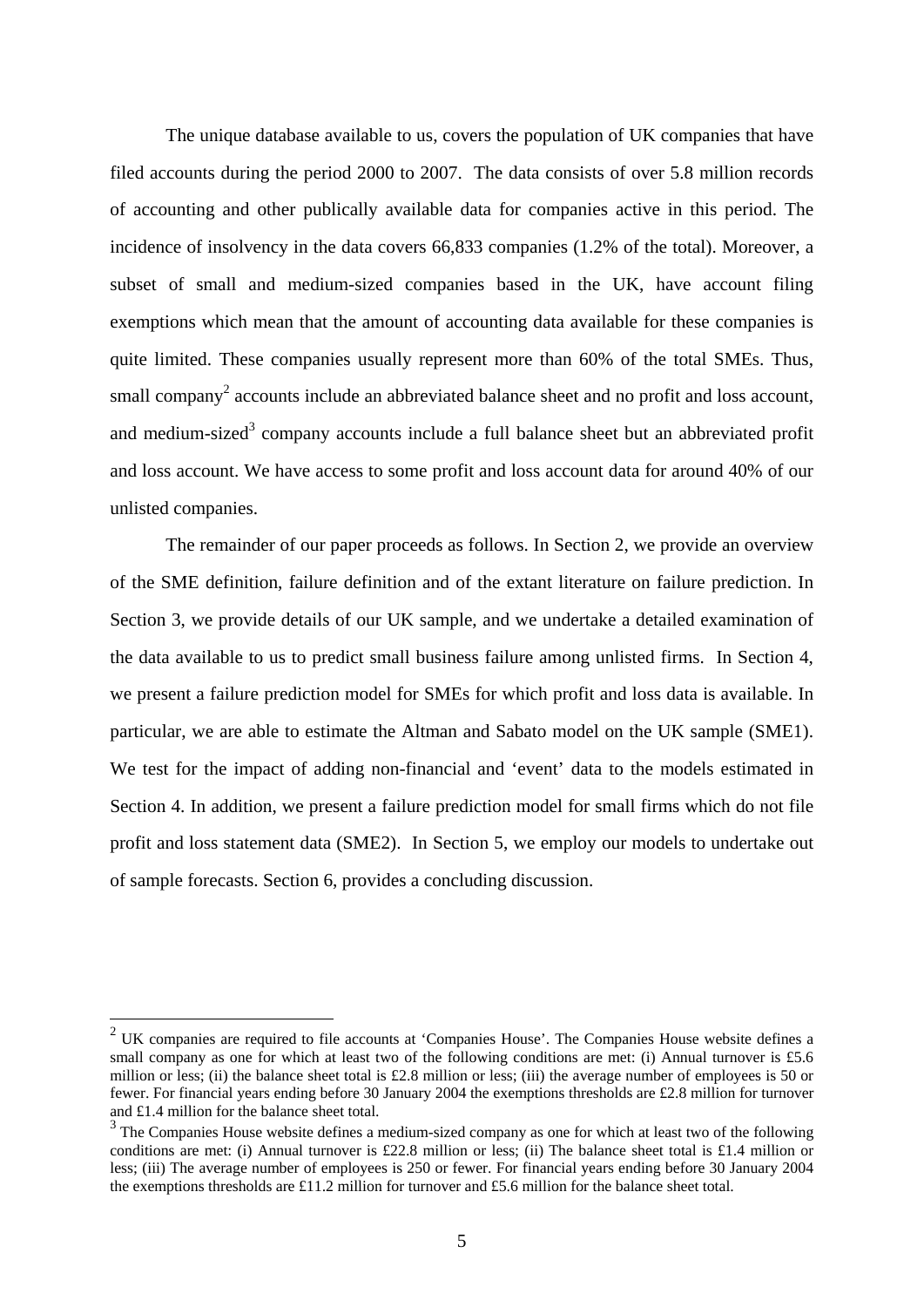The unique database available to us, covers the population of UK companies that have filed accounts during the period 2000 to 2007. The data consists of over 5.8 million records of accounting and other publically available data for companies active in this period. The incidence of insolvency in the data covers 66,833 companies (1.2% of the total). Moreover, a subset of small and medium-sized companies based in the UK, have account filing exemptions which mean that the amount of accounting data available for these companies is quite limited. These companies usually represent more than 60% of the total SMEs. Thus, small company[2] accounts include an abbreviated balance sheet and no profit and loss account, and medium-sized[3] company accounts include a full balance sheet but an abbreviated profit and loss account. We have access to some profit and loss account data for around 40% of our unlisted companies.

The remainder of our paper proceeds as follows. In Section 2, we provide an overview of the SME definition, failure definition and of the extant literature on failure prediction. In Section 3, we provide details of our UK sample, and we undertake a detailed examination of the data available to us to predict small business failure among unlisted firms. In Section 4, we present a failure prediction model for SMEs for which profit and loss data is available. In particular, we are able to estimate the Altman and Sabato model on the UK sample (SME1). We test for the impact of adding non-financial and 'event' data to the models estimated in Section 4. In addition, we present a failure prediction model for small firms which do not file profit and loss statement data (SME2). In Section 5, we employ our models to undertake out of sample forecasts. Section 6, provides a concluding discussion.

---

[2] UK companies are required to file accounts at 'Companies House'. The Companies House website defines a small company as one for which at least two of the following conditions are met: (i) Annual turnover is £5.6 million or less; (ii) the balance sheet total is £2.8 million or less; (iii) the average number of employees is 50 or fewer. For financial years ending before 30 January 2004 the exemptions thresholds are £2.8 million for turnover and £1.4 million for the balance sheet total.

[3] The Companies House website defines a medium-sized company as one for which at least two of the following conditions are met: (i) Annual turnover is £22.8 million or less; (ii) The balance sheet total is £1.4 million or less; (iii) The average number of employees is 250 or fewer. For financial years ending before 30 January 2004 the exemptions thresholds are £11.2 million for turnover and £5.6 million for the balance sheet total.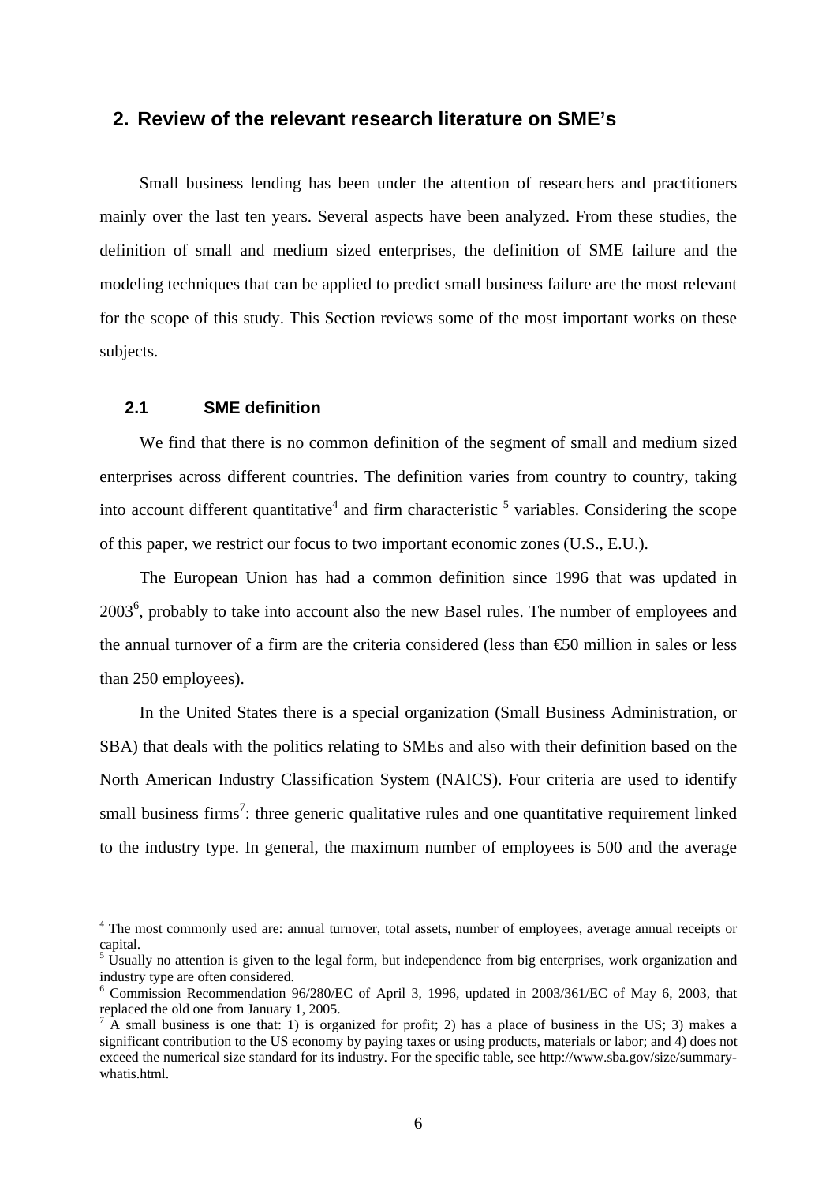## 2. Review of the relevant research literature on SME's

Small business lending has been under the attention of researchers and practitioners mainly over the last ten years. Several aspects have been analyzed. From these studies, the definition of small and medium sized enterprises, the definition of SME failure and the modeling techniques that can be applied to predict small business failure are the most relevant for the scope of this study. This Section reviews some of the most important works on these subjects.

### 2.1 SME definition

We find that there is no common definition of the segment of small and medium sized enterprises across different countries. The definition varies from country to country, taking into account different quantitative[4] and firm characteristic [5] variables. Considering the scope of this paper, we restrict our focus to two important economic zones (U.S., E.U.).

The European Union has had a common definition since 1996 that was updated in 2003[6], probably to take into account also the new Basel rules. The number of employees and the annual turnover of a firm are the criteria considered (less than €50 million in sales or less than 250 employees).

In the United States there is a special organization (Small Business Administration, or SBA) that deals with the politics relating to SMEs and also with their definition based on the North American Industry Classification System (NAICS). Four criteria are used to identify small business firms[7]: three generic qualitative rules and one quantitative requirement linked to the industry type. In general, the maximum number of employees is 500 and the average

---

[4] The most commonly used are: annual turnover, total assets, number of employees, average annual receipts or capital.

[5] Usually no attention is given to the legal form, but independence from big enterprises, work organization and industry type are often considered.

[6] Commission Recommendation 96/280/EC of April 3, 1996, updated in 2003/361/EC of May 6, 2003, that replaced the old one from January 1, 2005.

[7] A small business is one that: 1) is organized for profit; 2) has a place of business in the US; 3) makes a significant contribution to the US economy by paying taxes or using products, materials or labor; and 4) does not exceed the numerical size standard for its industry. For the specific table, see http://www.sba.gov/size/summary-whatis.html.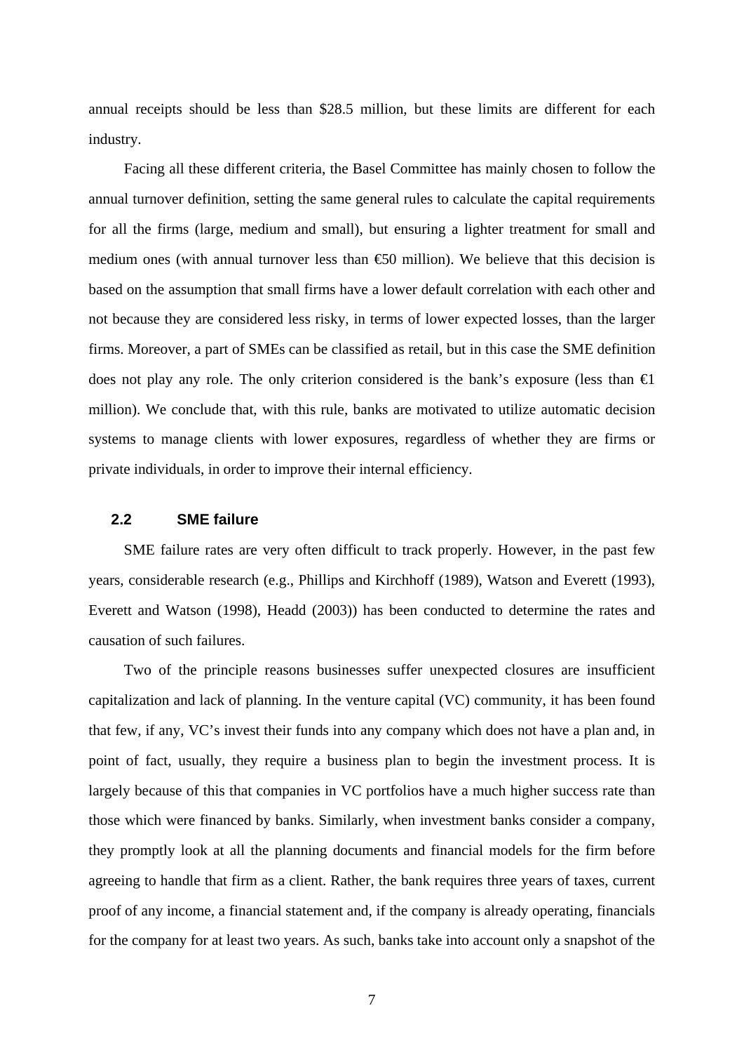annual receipts should be less than \$28.5 million, but these limits are different for each industry.

Facing all these different criteria, the Basel Committee has mainly chosen to follow the annual turnover definition, setting the same general rules to calculate the capital requirements for all the firms (large, medium and small), but ensuring a lighter treatment for small and medium ones (with annual turnover less than €50 million). We believe that this decision is based on the assumption that small firms have a lower default correlation with each other and not because they are considered less risky, in terms of lower expected losses, than the larger firms. Moreover, a part of SMEs can be classified as retail, but in this case the SME definition does not play any role. The only criterion considered is the bank's exposure (less than €1 million). We conclude that, with this rule, banks are motivated to utilize automatic decision systems to manage clients with lower exposures, regardless of whether they are firms or private individuals, in order to improve their internal efficiency.

### 2.2 SME failure

SME failure rates are very often difficult to track properly. However, in the past few years, considerable research (e.g., Phillips and Kirchhoff (1989), Watson and Everett (1993), Everett and Watson (1998), Headd (2003)) has been conducted to determine the rates and causation of such failures.

Two of the principle reasons businesses suffer unexpected closures are insufficient capitalization and lack of planning. In the venture capital (VC) community, it has been found that few, if any, VC's invest their funds into any company which does not have a plan and, in point of fact, usually, they require a business plan to begin the investment process. It is largely because of this that companies in VC portfolios have a much higher success rate than those which were financed by banks. Similarly, when investment banks consider a company, they promptly look at all the planning documents and financial models for the firm before agreeing to handle that firm as a client. Rather, the bank requires three years of taxes, current proof of any income, a financial statement and, if the company is already operating, financials for the company for at least two years. As such, banks take into account only a snapshot of the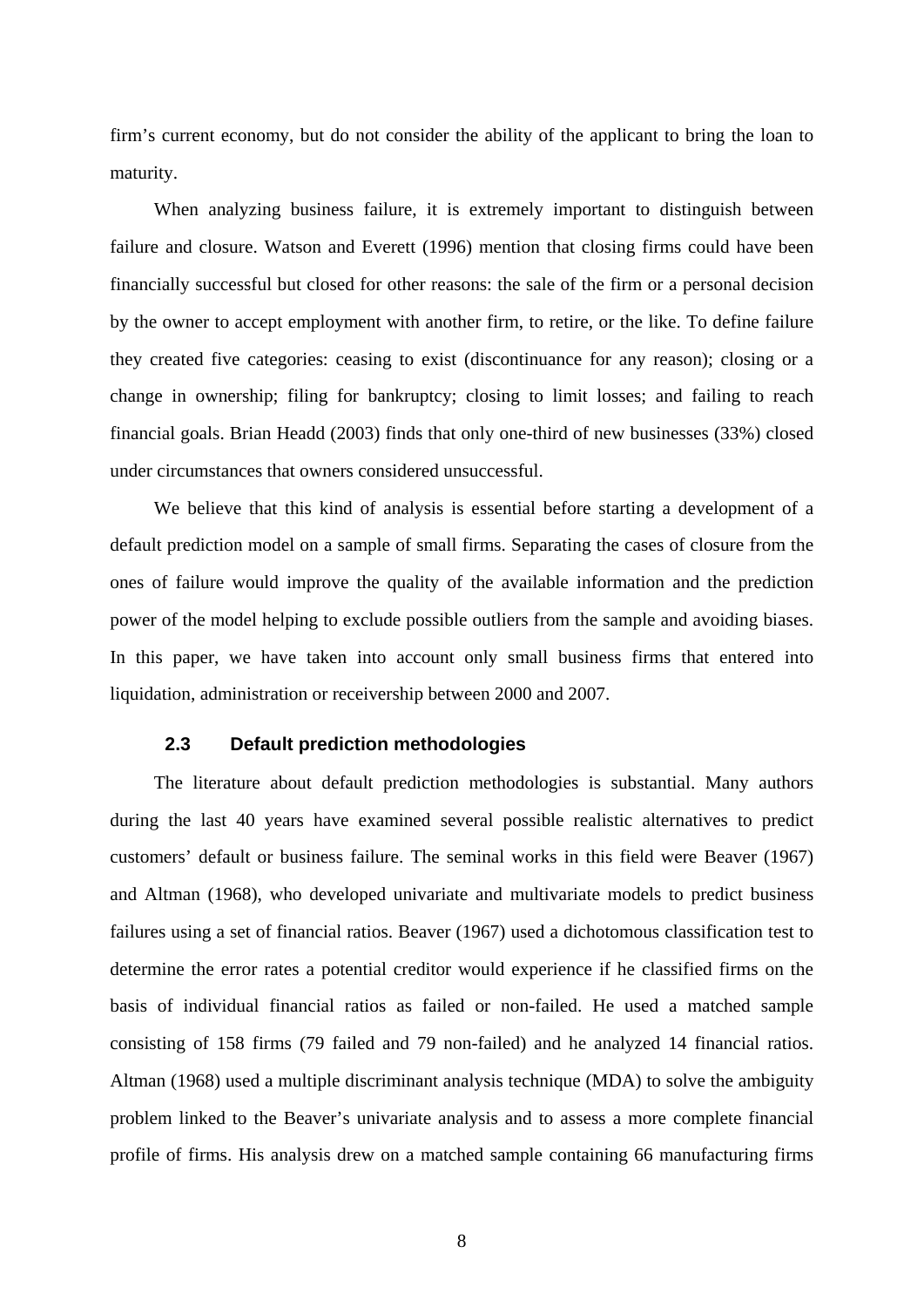firm's current economy, but do not consider the ability of the applicant to bring the loan to maturity.

When analyzing business failure, it is extremely important to distinguish between failure and closure. Watson and Everett (1996) mention that closing firms could have been financially successful but closed for other reasons: the sale of the firm or a personal decision by the owner to accept employment with another firm, to retire, or the like. To define failure they created five categories: ceasing to exist (discontinuance for any reason); closing or a change in ownership; filing for bankruptcy; closing to limit losses; and failing to reach financial goals. Brian Headd (2003) finds that only one-third of new businesses (33%) closed under circumstances that owners considered unsuccessful.

We believe that this kind of analysis is essential before starting a development of a default prediction model on a sample of small firms. Separating the cases of closure from the ones of failure would improve the quality of the available information and the prediction power of the model helping to exclude possible outliers from the sample and avoiding biases. In this paper, we have taken into account only small business firms that entered into liquidation, administration or receivership between 2000 and 2007.

### 2.3 Default prediction methodologies

The literature about default prediction methodologies is substantial. Many authors during the last 40 years have examined several possible realistic alternatives to predict customers' default or business failure. The seminal works in this field were Beaver (1967) and Altman (1968), who developed univariate and multivariate models to predict business failures using a set of financial ratios. Beaver (1967) used a dichotomous classification test to determine the error rates a potential creditor would experience if he classified firms on the basis of individual financial ratios as failed or non-failed. He used a matched sample consisting of 158 firms (79 failed and 79 non-failed) and he analyzed 14 financial ratios. Altman (1968) used a multiple discriminant analysis technique (MDA) to solve the ambiguity problem linked to the Beaver's univariate analysis and to assess a more complete financial profile of firms. His analysis drew on a matched sample containing 66 manufacturing firms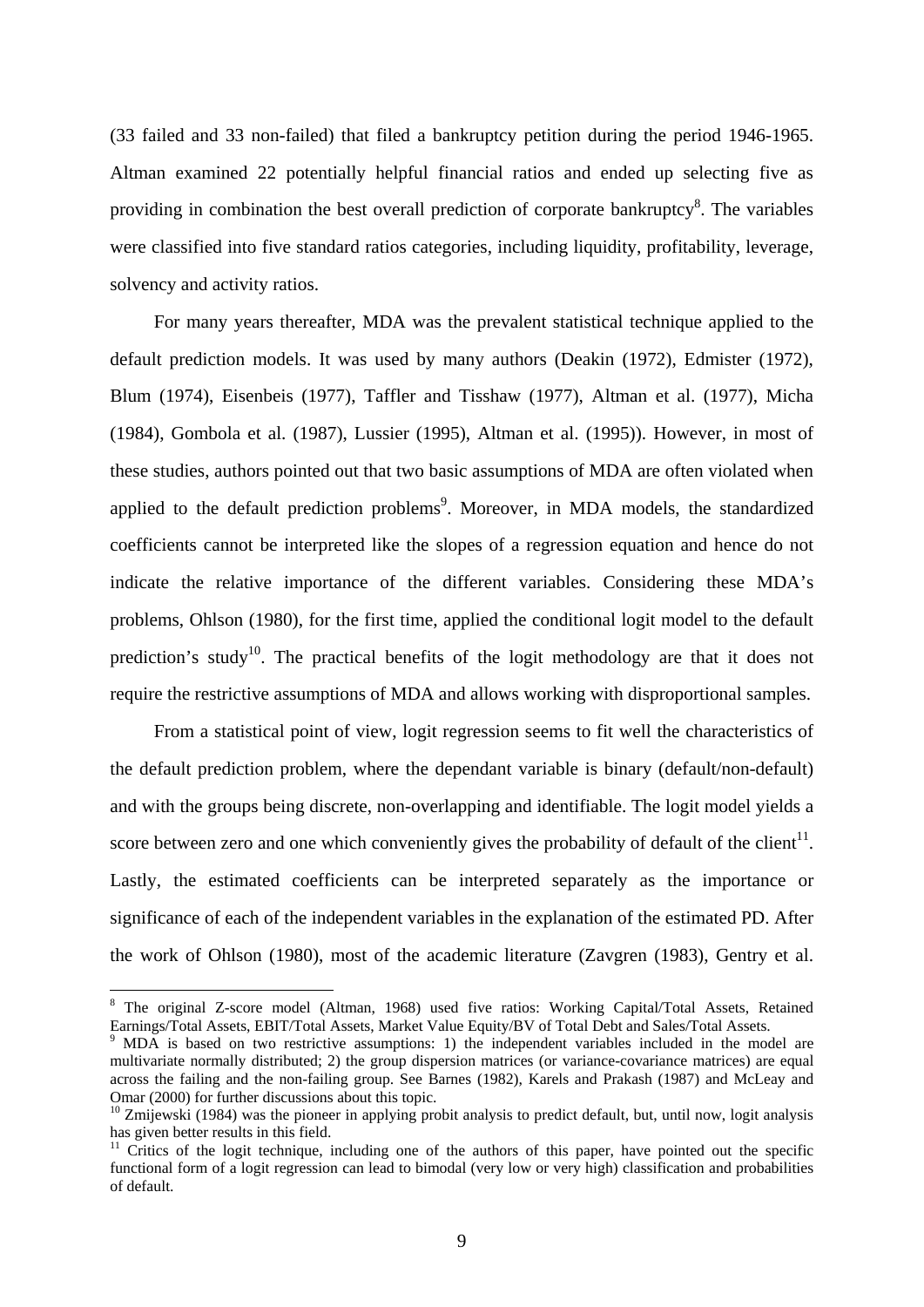(33 failed and 33 non-failed) that filed a bankruptcy petition during the period 1946-1965. Altman examined 22 potentially helpful financial ratios and ended up selecting five as providing in combination the best overall prediction of corporate bankruptcy[8]. The variables were classified into five standard ratios categories, including liquidity, profitability, leverage, solvency and activity ratios.

For many years thereafter, MDA was the prevalent statistical technique applied to the default prediction models. It was used by many authors (Deakin (1972), Edmister (1972), Blum (1974), Eisenbeis (1977), Taffler and Tisshaw (1977), Altman et al. (1977), Micha (1984), Gombola et al. (1987), Lussier (1995), Altman et al. (1995)). However, in most of these studies, authors pointed out that two basic assumptions of MDA are often violated when applied to the default prediction problems[9]. Moreover, in MDA models, the standardized coefficients cannot be interpreted like the slopes of a regression equation and hence do not indicate the relative importance of the different variables. Considering these MDA's problems, Ohlson (1980), for the first time, applied the conditional logit model to the default prediction's study[10]. The practical benefits of the logit methodology are that it does not require the restrictive assumptions of MDA and allows working with disproportional samples.

From a statistical point of view, logit regression seems to fit well the characteristics of the default prediction problem, where the dependant variable is binary (default/non-default) and with the groups being discrete, non-overlapping and identifiable. The logit model yields a score between zero and one which conveniently gives the probability of default of the client[11]. Lastly, the estimated coefficients can be interpreted separately as the importance or significance of each of the independent variables in the explanation of the estimated PD. After the work of Ohlson (1980), most of the academic literature (Zavgren (1983), Gentry et al.

---

[8] The original Z-score model (Altman, 1968) used five ratios: Working Capital/Total Assets, Retained Earnings/Total Assets, EBIT/Total Assets, Market Value Equity/BV of Total Debt and Sales/Total Assets.

[9] MDA is based on two restrictive assumptions: 1) the independent variables included in the model are multivariate normally distributed; 2) the group dispersion matrices (or variance-covariance matrices) are equal across the failing and the non-failing group. See Barnes (1982), Karels and Prakash (1987) and McLeay and Omar (2000) for further discussions about this topic.

[10] Zmijewski (1984) was the pioneer in applying probit analysis to predict default, but, until now, logit analysis has given better results in this field.

[11] Critics of the logit technique, including one of the authors of this paper, have pointed out the specific functional form of a logit regression can lead to bimodal (very low or very high) classification and probabilities of default.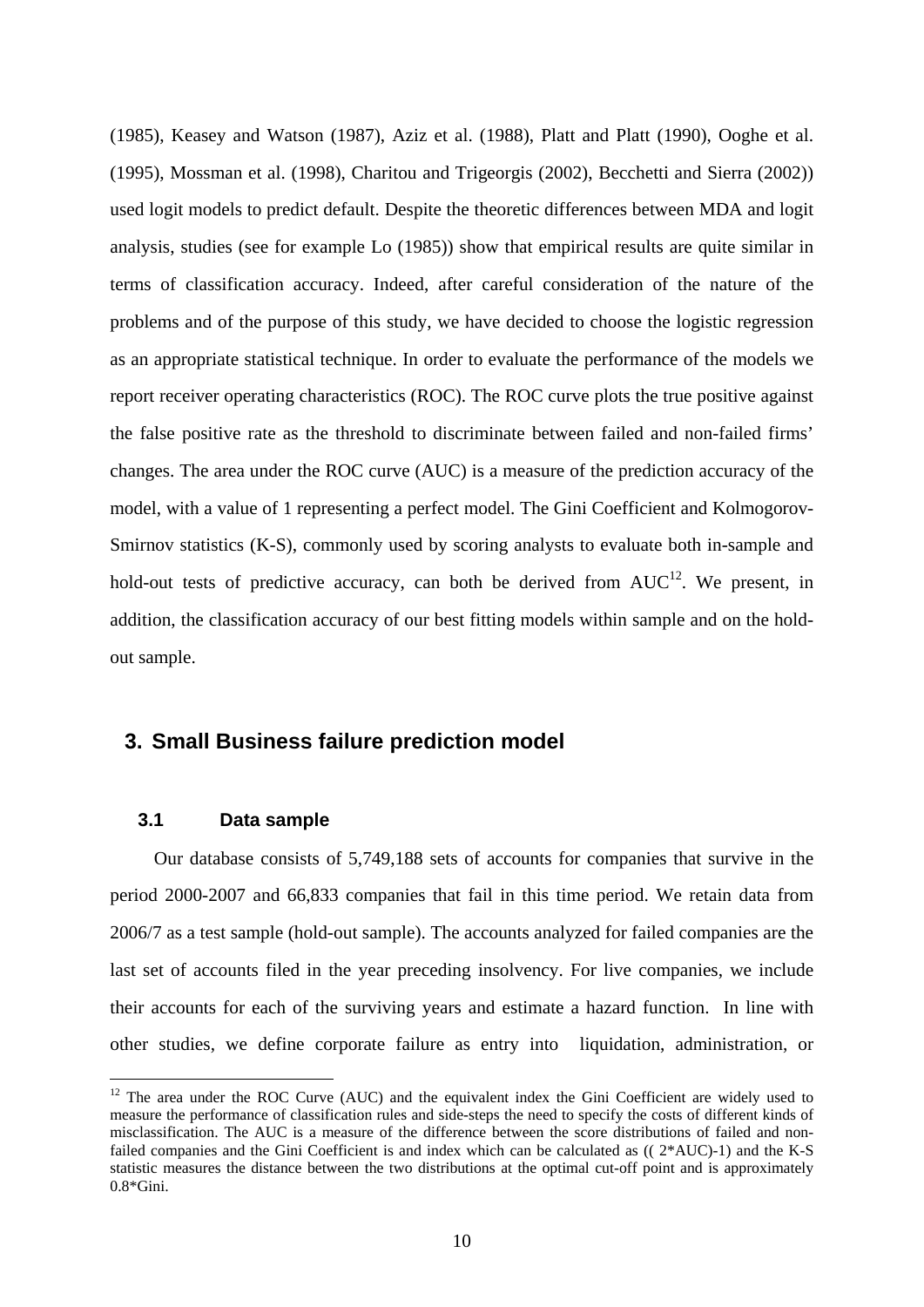(1985), Keasey and Watson (1987), Aziz et al. (1988), Platt and Platt (1990), Ooghe et al. (1995), Mossman et al. (1998), Charitou and Trigeorgis (2002), Becchetti and Sierra (2002)) used logit models to predict default. Despite the theoretic differences between MDA and logit analysis, studies (see for example Lo (1985)) show that empirical results are quite similar in terms of classification accuracy. Indeed, after careful consideration of the nature of the problems and of the purpose of this study, we have decided to choose the logistic regression as an appropriate statistical technique. In order to evaluate the performance of the models we report receiver operating characteristics (ROC). The ROC curve plots the true positive against the false positive rate as the threshold to discriminate between failed and non-failed firms' changes. The area under the ROC curve (AUC) is a measure of the prediction accuracy of the model, with a value of 1 representing a perfect model. The Gini Coefficient and Kolmogorov-Smirnov statistics (K-S), commonly used by scoring analysts to evaluate both in-sample and hold-out tests of predictive accuracy, can both be derived from AUC[12]. We present, in addition, the classification accuracy of our best fitting models within sample and on the hold-out sample.

## 3. Small Business failure prediction model

### 3.1 Data sample

Our database consists of 5,749,188 sets of accounts for companies that survive in the period 2000-2007 and 66,833 companies that fail in this time period. We retain data from 2006/7 as a test sample (hold-out sample). The accounts analyzed for failed companies are the last set of accounts filed in the year preceding insolvency. For live companies, we include their accounts for each of the surviving years and estimate a hazard function. In line with other studies, we define corporate failure as entry into liquidation, administration, or

[12] The area under the ROC Curve (AUC) and the equivalent index the Gini Coefficient are widely used to measure the performance of classification rules and side-steps the need to specify the costs of different kinds of misclassification. The AUC is a measure of the difference between the score distributions of failed and non-failed companies and the Gini Coefficient is and index which can be calculated as (( 2*AUC)-1) and the K-S statistic measures the distance between the two distributions at the optimal cut-off point and is approximately 0.8*Gini.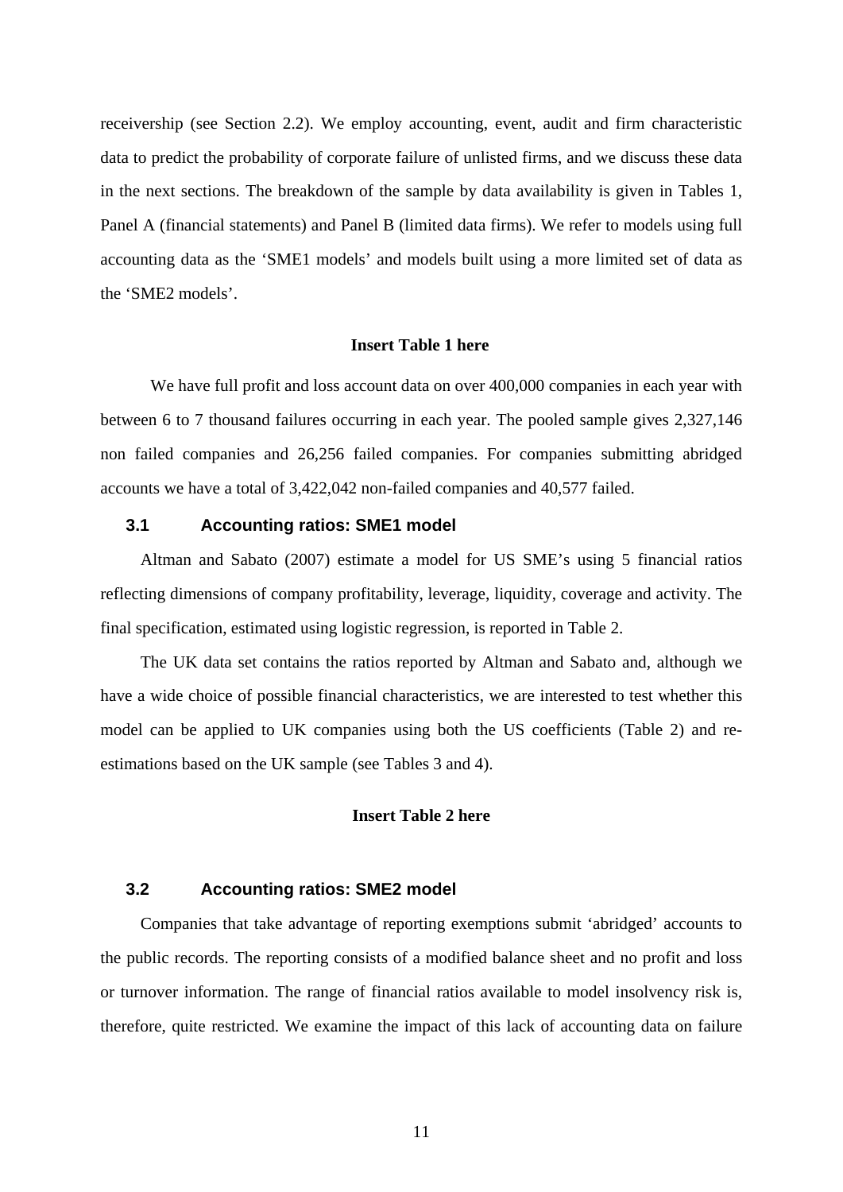receivership (see Section 2.2). We employ accounting, event, audit and firm characteristic data to predict the probability of corporate failure of unlisted firms, and we discuss these data in the next sections. The breakdown of the sample by data availability is given in Tables 1, Panel A (financial statements) and Panel B (limited data firms). We refer to models using full accounting data as the 'SME1 models' and models built using a more limited set of data as the 'SME2 models'.

**Insert Table 1 here**

We have full profit and loss account data on over 400,000 companies in each year with between 6 to 7 thousand failures occurring in each year. The pooled sample gives 2,327,146 non failed companies and 26,256 failed companies. For companies submitting abridged accounts we have a total of 3,422,042 non-failed companies and 40,577 failed.

### 3.1 Accounting ratios: SME1 model

Altman and Sabato (2007) estimate a model for US SME's using 5 financial ratios reflecting dimensions of company profitability, leverage, liquidity, coverage and activity. The final specification, estimated using logistic regression, is reported in Table 2.

The UK data set contains the ratios reported by Altman and Sabato and, although we have a wide choice of possible financial characteristics, we are interested to test whether this model can be applied to UK companies using both the US coefficients (Table 2) and re-estimations based on the UK sample (see Tables 3 and 4).

**Insert Table 2 here**

### 3.2 Accounting ratios: SME2 model

Companies that take advantage of reporting exemptions submit 'abridged' accounts to the public records. The reporting consists of a modified balance sheet and no profit and loss or turnover information. The range of financial ratios available to model insolvency risk is, therefore, quite restricted. We examine the impact of this lack of accounting data on failure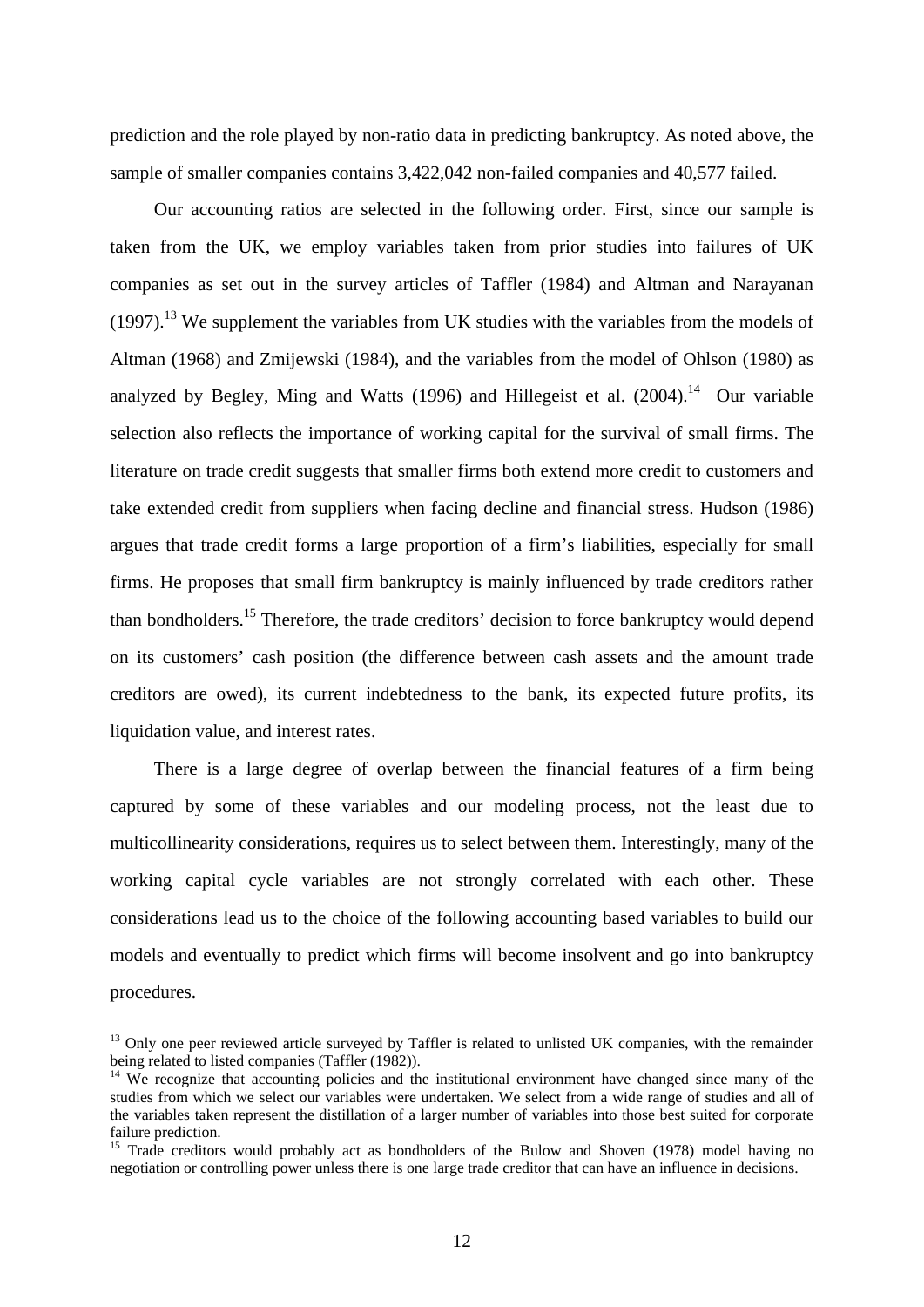prediction and the role played by non-ratio data in predicting bankruptcy. As noted above, the sample of smaller companies contains 3,422,042 non-failed companies and 40,577 failed.

Our accounting ratios are selected in the following order. First, since our sample is taken from the UK, we employ variables taken from prior studies into failures of UK companies as set out in the survey articles of Taffler (1984) and Altman and Narayanan (1997).[13] We supplement the variables from UK studies with the variables from the models of Altman (1968) and Zmijewski (1984), and the variables from the model of Ohlson (1980) as analyzed by Begley, Ming and Watts (1996) and Hillegeist et al. (2004).[14] Our variable selection also reflects the importance of working capital for the survival of small firms. The literature on trade credit suggests that smaller firms both extend more credit to customers and take extended credit from suppliers when facing decline and financial stress. Hudson (1986) argues that trade credit forms a large proportion of a firm's liabilities, especially for small firms. He proposes that small firm bankruptcy is mainly influenced by trade creditors rather than bondholders.[15] Therefore, the trade creditors' decision to force bankruptcy would depend on its customers' cash position (the difference between cash assets and the amount trade creditors are owed), its current indebtedness to the bank, its expected future profits, its liquidation value, and interest rates.

There is a large degree of overlap between the financial features of a firm being captured by some of these variables and our modeling process, not the least due to multicollinearity considerations, requires us to select between them. Interestingly, many of the working capital cycle variables are not strongly correlated with each other. These considerations lead us to the choice of the following accounting based variables to build our models and eventually to predict which firms will become insolvent and go into bankruptcy procedures.

[13] Only one peer reviewed article surveyed by Taffler is related to unlisted UK companies, with the remainder being related to listed companies (Taffler (1982)).

[14] We recognize that accounting policies and the institutional environment have changed since many of the studies from which we select our variables were undertaken. We select from a wide range of studies and all of the variables taken represent the distillation of a larger number of variables into those best suited for corporate failure prediction.

[15] Trade creditors would probably act as bondholders of the Bulow and Shoven (1978) model having no negotiation or controlling power unless there is one large trade creditor that can have an influence in decisions.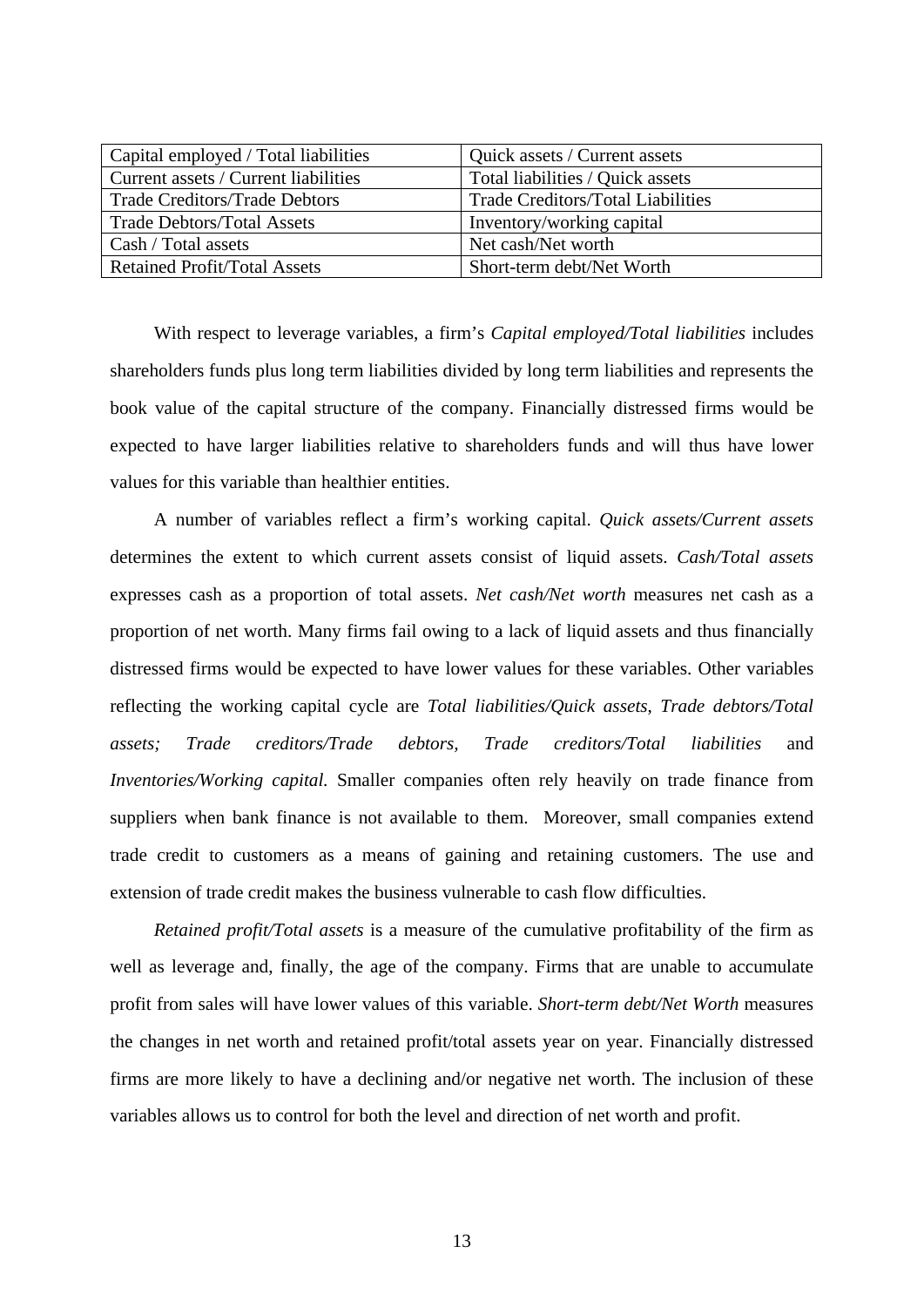| Capital employed / Total liabilities | Quick assets / Current assets |
|---|---|
| Current assets / Current liabilities | Total liabilities / Quick assets |
| Trade Creditors/Trade Debtors | Trade Creditors/Total Liabilities |
| Trade Debtors/Total Assets | Inventory/working capital |
| Cash / Total assets | Net cash/Net worth |
| Retained Profit/Total Assets | Short-term debt/Net Worth |

With respect to leverage variables, a firm's *Capital employed/Total liabilities* includes shareholders funds plus long term liabilities divided by long term liabilities and represents the book value of the capital structure of the company. Financially distressed firms would be expected to have larger liabilities relative to shareholders funds and will thus have lower values for this variable than healthier entities.

A number of variables reflect a firm's working capital. *Quick assets/Current assets* determines the extent to which current assets consist of liquid assets. *Cash/Total assets* expresses cash as a proportion of total assets. *Net cash/Net worth* measures net cash as a proportion of net worth. Many firms fail owing to a lack of liquid assets and thus financially distressed firms would be expected to have lower values for these variables. Other variables reflecting the working capital cycle are *Total liabilities/Quick assets*, *Trade debtors/Total assets; Trade creditors/Trade debtors, Trade creditors/Total liabilities* and *Inventories/Working capital.* Smaller companies often rely heavily on trade finance from suppliers when bank finance is not available to them. Moreover, small companies extend trade credit to customers as a means of gaining and retaining customers. The use and extension of trade credit makes the business vulnerable to cash flow difficulties.

*Retained profit/Total assets* is a measure of the cumulative profitability of the firm as well as leverage and, finally, the age of the company. Firms that are unable to accumulate profit from sales will have lower values of this variable. *Short-term debt/Net Worth* measures the changes in net worth and retained profit/total assets year on year. Financially distressed firms are more likely to have a declining and/or negative net worth. The inclusion of these variables allows us to control for both the level and direction of net worth and profit.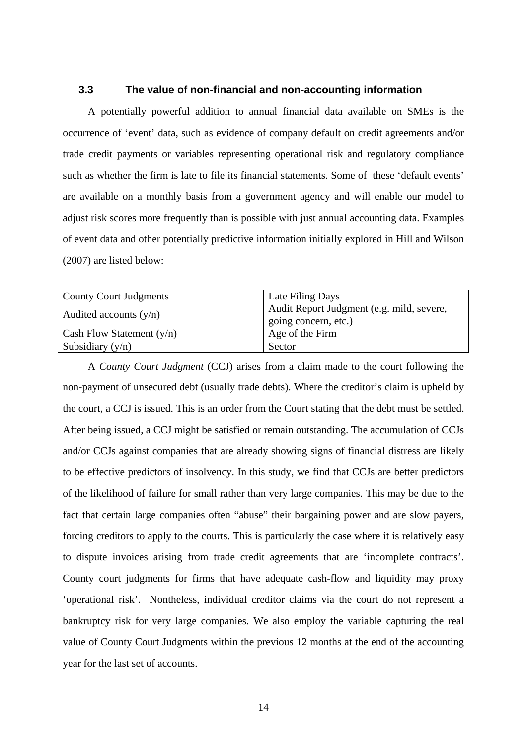### 3.3 The value of non-financial and non-accounting information

A potentially powerful addition to annual financial data available on SMEs is the occurrence of 'event' data, such as evidence of company default on credit agreements and/or trade credit payments or variables representing operational risk and regulatory compliance such as whether the firm is late to file its financial statements. Some of these 'default events' are available on a monthly basis from a government agency and will enable our model to adjust risk scores more frequently than is possible with just annual accounting data. Examples of event data and other potentially predictive information initially explored in Hill and Wilson (2007) are listed below:

| | |
|---|---|
| County Court Judgments | Late Filing Days |
| Audited accounts (y/n) | Audit Report Judgment (e.g. mild, severe, going concern, etc.) |
| Cash Flow Statement (y/n) | Age of the Firm |
| Subsidiary (y/n) | Sector |

A *County Court Judgment* (CCJ) arises from a claim made to the court following the non-payment of unsecured debt (usually trade debts). Where the creditor's claim is upheld by the court, a CCJ is issued. This is an order from the Court stating that the debt must be settled. After being issued, a CCJ might be satisfied or remain outstanding. The accumulation of CCJs and/or CCJs against companies that are already showing signs of financial distress are likely to be effective predictors of insolvency. In this study, we find that CCJs are better predictors of the likelihood of failure for small rather than very large companies. This may be due to the fact that certain large companies often "abuse" their bargaining power and are slow payers, forcing creditors to apply to the courts. This is particularly the case where it is relatively easy to dispute invoices arising from trade credit agreements that are 'incomplete contracts'. County court judgments for firms that have adequate cash-flow and liquidity may proxy 'operational risk'. Nontheless, individual creditor claims via the court do not represent a bankruptcy risk for very large companies. We also employ the variable capturing the real value of County Court Judgments within the previous 12 months at the end of the accounting year for the last set of accounts.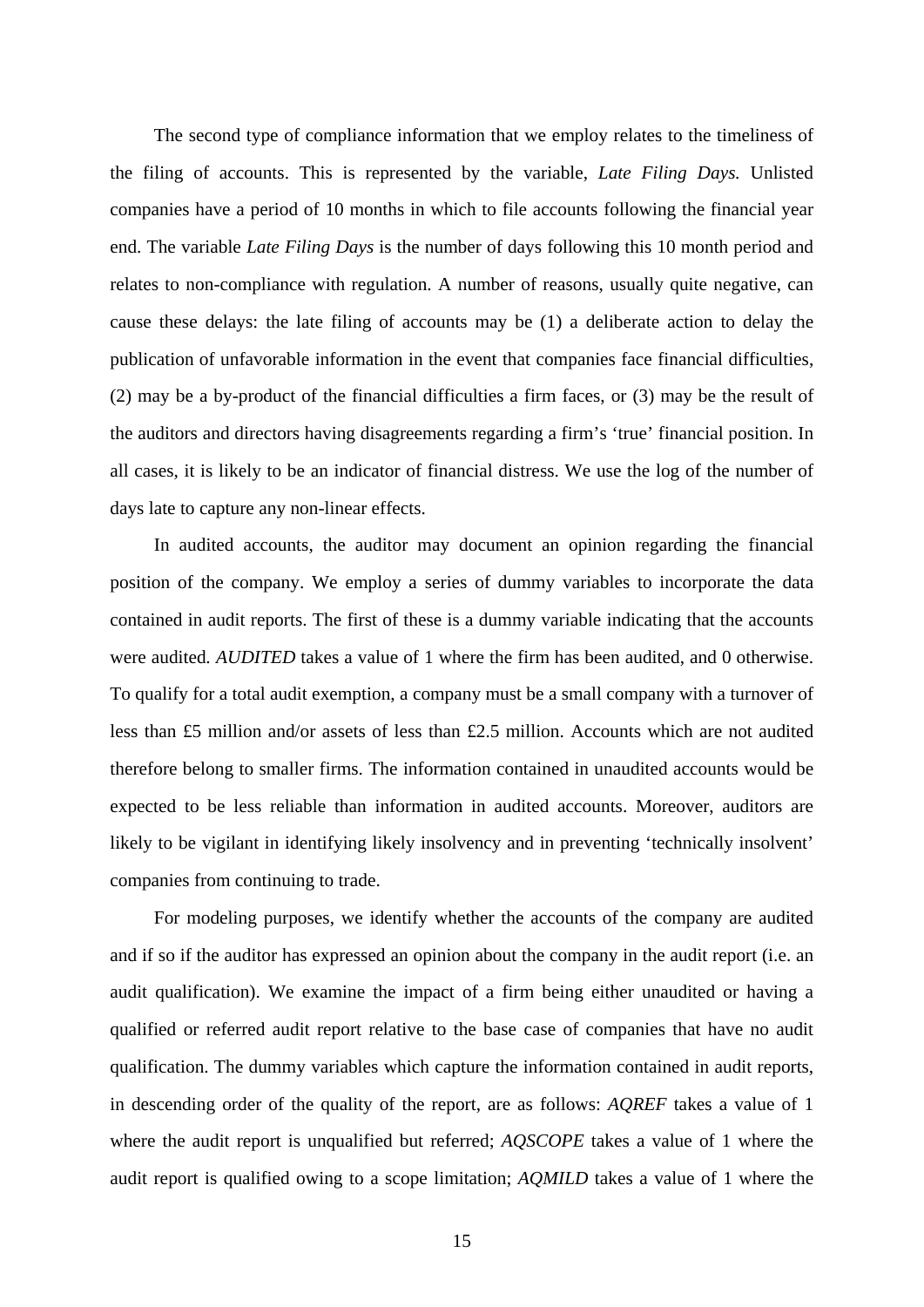The second type of compliance information that we employ relates to the timeliness of the filing of accounts. This is represented by the variable, *Late Filing Days.* Unlisted companies have a period of 10 months in which to file accounts following the financial year end. The variable *Late Filing Days* is the number of days following this 10 month period and relates to non-compliance with regulation. A number of reasons, usually quite negative, can cause these delays: the late filing of accounts may be (1) a deliberate action to delay the publication of unfavorable information in the event that companies face financial difficulties, (2) may be a by-product of the financial difficulties a firm faces, or (3) may be the result of the auditors and directors having disagreements regarding a firm's 'true' financial position. In all cases, it is likely to be an indicator of financial distress. We use the log of the number of days late to capture any non-linear effects.

In audited accounts, the auditor may document an opinion regarding the financial position of the company. We employ a series of dummy variables to incorporate the data contained in audit reports. The first of these is a dummy variable indicating that the accounts were audited. *AUDITED* takes a value of 1 where the firm has been audited, and 0 otherwise. To qualify for a total audit exemption, a company must be a small company with a turnover of less than £5 million and/or assets of less than £2.5 million. Accounts which are not audited therefore belong to smaller firms. The information contained in unaudited accounts would be expected to be less reliable than information in audited accounts. Moreover, auditors are likely to be vigilant in identifying likely insolvency and in preventing 'technically insolvent' companies from continuing to trade.

For modeling purposes, we identify whether the accounts of the company are audited and if so if the auditor has expressed an opinion about the company in the audit report (i.e. an audit qualification). We examine the impact of a firm being either unaudited or having a qualified or referred audit report relative to the base case of companies that have no audit qualification. The dummy variables which capture the information contained in audit reports, in descending order of the quality of the report, are as follows: *AQREF* takes a value of 1 where the audit report is unqualified but referred; *AQSCOPE* takes a value of 1 where the audit report is qualified owing to a scope limitation; *AQMILD* takes a value of 1 where the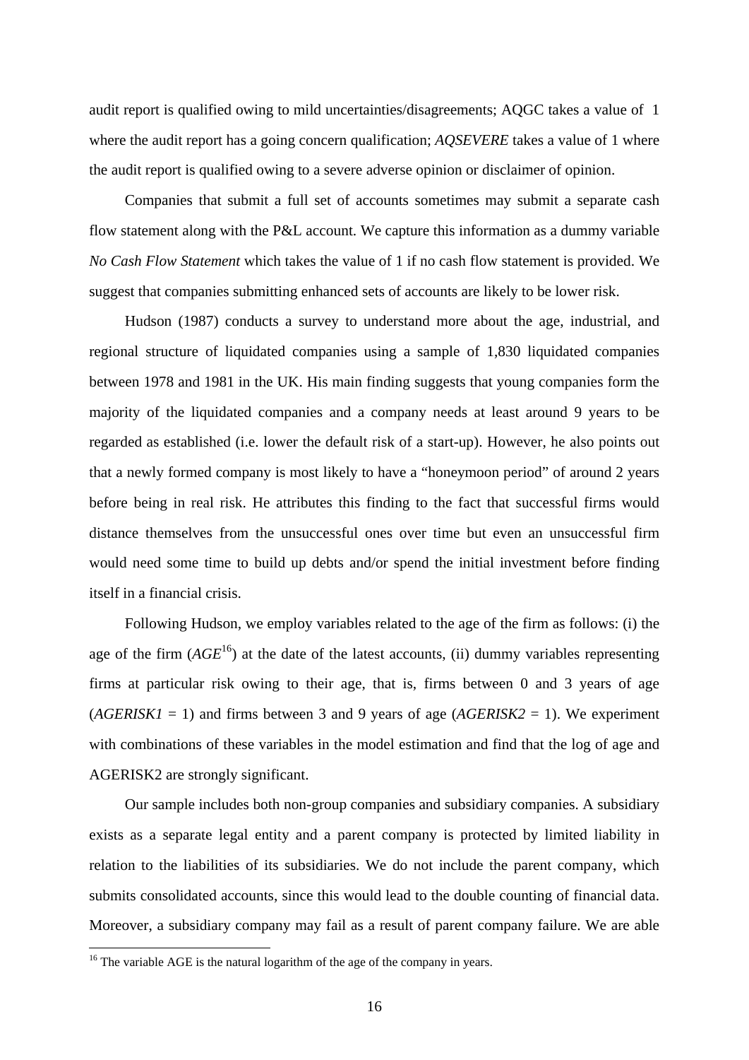audit report is qualified owing to mild uncertainties/disagreements; AQGC takes a value of 1 where the audit report has a going concern qualification; *AQSEVERE* takes a value of 1 where the audit report is qualified owing to a severe adverse opinion or disclaimer of opinion.

Companies that submit a full set of accounts sometimes may submit a separate cash flow statement along with the P&L account. We capture this information as a dummy variable *No Cash Flow Statement* which takes the value of 1 if no cash flow statement is provided. We suggest that companies submitting enhanced sets of accounts are likely to be lower risk.

Hudson (1987) conducts a survey to understand more about the age, industrial, and regional structure of liquidated companies using a sample of 1,830 liquidated companies between 1978 and 1981 in the UK. His main finding suggests that young companies form the majority of the liquidated companies and a company needs at least around 9 years to be regarded as established (i.e. lower the default risk of a start-up). However, he also points out that a newly formed company is most likely to have a "honeymoon period" of around 2 years before being in real risk. He attributes this finding to the fact that successful firms would distance themselves from the unsuccessful ones over time but even an unsuccessful firm would need some time to build up debts and/or spend the initial investment before finding itself in a financial crisis.

Following Hudson, we employ variables related to the age of the firm as follows: (i) the age of the firm (*AGE*[16]) at the date of the latest accounts, (ii) dummy variables representing firms at particular risk owing to their age, that is, firms between 0 and 3 years of age (*AGERISK1* = 1) and firms between 3 and 9 years of age (*AGERISK2* = 1). We experiment with combinations of these variables in the model estimation and find that the log of age and AGERISK2 are strongly significant.

Our sample includes both non-group companies and subsidiary companies. A subsidiary exists as a separate legal entity and a parent company is protected by limited liability in relation to the liabilities of its subsidiaries. We do not include the parent company, which submits consolidated accounts, since this would lead to the double counting of financial data. Moreover, a subsidiary company may fail as a result of parent company failure. We are able

[16] The variable AGE is the natural logarithm of the age of the company in years.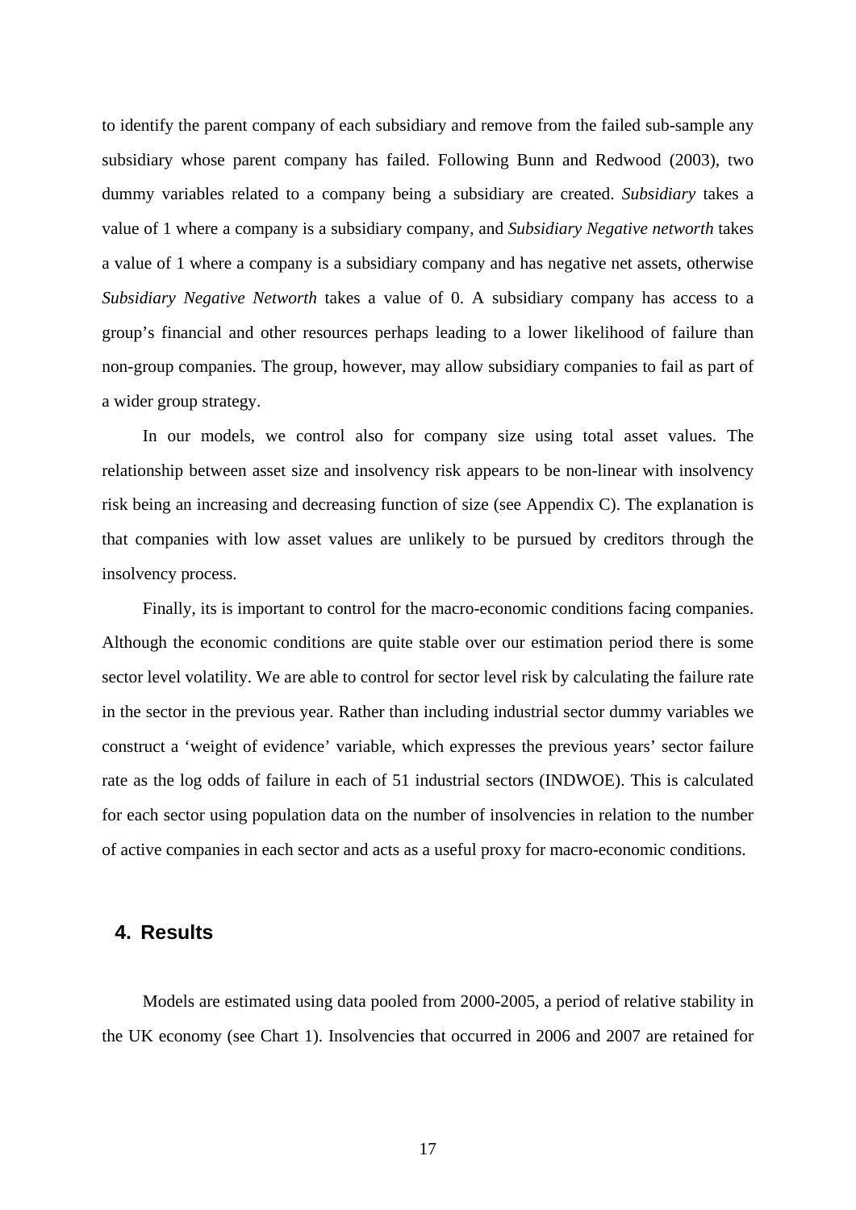to identify the parent company of each subsidiary and remove from the failed sub-sample any subsidiary whose parent company has failed. Following Bunn and Redwood (2003), two dummy variables related to a company being a subsidiary are created. *Subsidiary* takes a value of 1 where a company is a subsidiary company, and *Subsidiary Negative networth* takes a value of 1 where a company is a subsidiary company and has negative net assets, otherwise *Subsidiary Negative Networth* takes a value of 0. A subsidiary company has access to a group's financial and other resources perhaps leading to a lower likelihood of failure than non-group companies. The group, however, may allow subsidiary companies to fail as part of a wider group strategy.

In our models, we control also for company size using total asset values. The relationship between asset size and insolvency risk appears to be non-linear with insolvency risk being an increasing and decreasing function of size (see Appendix C). The explanation is that companies with low asset values are unlikely to be pursued by creditors through the insolvency process.

Finally, its is important to control for the macro-economic conditions facing companies. Although the economic conditions are quite stable over our estimation period there is some sector level volatility. We are able to control for sector level risk by calculating the failure rate in the sector in the previous year. Rather than including industrial sector dummy variables we construct a 'weight of evidence' variable, which expresses the previous years' sector failure rate as the log odds of failure in each of 51 industrial sectors (INDWOE). This is calculated for each sector using population data on the number of insolvencies in relation to the number of active companies in each sector and acts as a useful proxy for macro-economic conditions.

## 4. Results

Models are estimated using data pooled from 2000-2005, a period of relative stability in the UK economy (see Chart 1). Insolvencies that occurred in 2006 and 2007 are retained for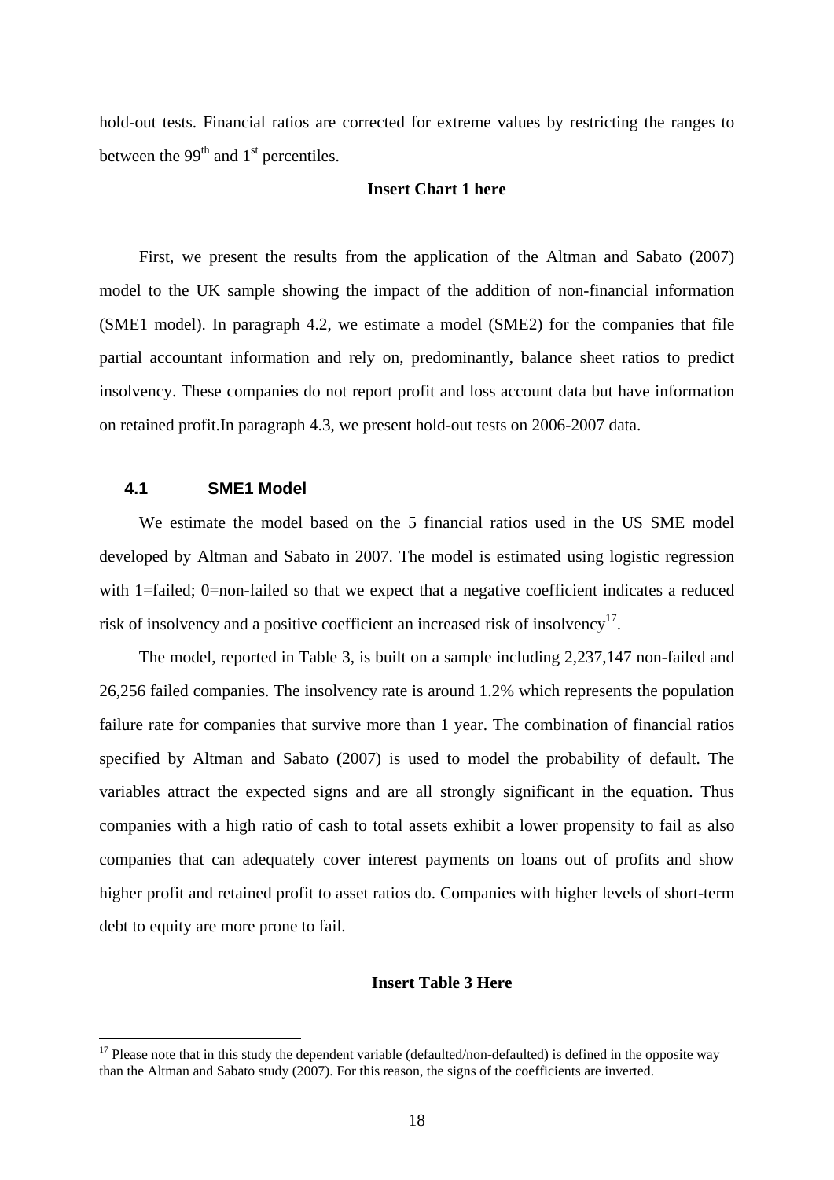hold-out tests. Financial ratios are corrected for extreme values by restricting the ranges to between the 99th and 1st percentiles.

**Insert Chart 1 here**

First, we present the results from the application of the Altman and Sabato (2007) model to the UK sample showing the impact of the addition of non-financial information (SME1 model). In paragraph 4.2, we estimate a model (SME2) for the companies that file partial accountant information and rely on, predominantly, balance sheet ratios to predict insolvency. These companies do not report profit and loss account data but have information on retained profit.In paragraph 4.3, we present hold-out tests on 2006-2007 data.

### 4.1 SME1 Model

We estimate the model based on the 5 financial ratios used in the US SME model developed by Altman and Sabato in 2007. The model is estimated using logistic regression with 1=failed; 0=non-failed so that we expect that a negative coefficient indicates a reduced risk of insolvency and a positive coefficient an increased risk of insolvency[17].

The model, reported in Table 3, is built on a sample including 2,237,147 non-failed and 26,256 failed companies. The insolvency rate is around 1.2% which represents the population failure rate for companies that survive more than 1 year. The combination of financial ratios specified by Altman and Sabato (2007) is used to model the probability of default. The variables attract the expected signs and are all strongly significant in the equation. Thus companies with a high ratio of cash to total assets exhibit a lower propensity to fail as also companies that can adequately cover interest payments on loans out of profits and show higher profit and retained profit to asset ratios do. Companies with higher levels of short-term debt to equity are more prone to fail.

**Insert Table 3 Here**

[17] Please note that in this study the dependent variable (defaulted/non-defaulted) is defined in the opposite way than the Altman and Sabato study (2007). For this reason, the signs of the coefficients are inverted.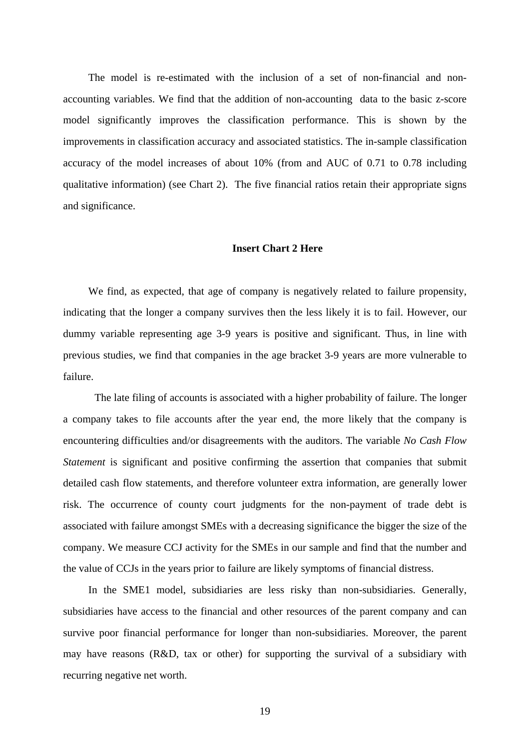The model is re-estimated with the inclusion of a set of non-financial and non-accounting variables. We find that the addition of non-accounting data to the basic z-score model significantly improves the classification performance. This is shown by the improvements in classification accuracy and associated statistics. The in-sample classification accuracy of the model increases of about 10% (from and AUC of 0.71 to 0.78 including qualitative information) (see Chart 2). The five financial ratios retain their appropriate signs and significance.

**Insert Chart 2 Here**

We find, as expected, that age of company is negatively related to failure propensity, indicating that the longer a company survives then the less likely it is to fail. However, our dummy variable representing age 3-9 years is positive and significant. Thus, in line with previous studies, we find that companies in the age bracket 3-9 years are more vulnerable to failure.

The late filing of accounts is associated with a higher probability of failure. The longer a company takes to file accounts after the year end, the more likely that the company is encountering difficulties and/or disagreements with the auditors. The variable *No Cash Flow Statement* is significant and positive confirming the assertion that companies that submit detailed cash flow statements, and therefore volunteer extra information, are generally lower risk. The occurrence of county court judgments for the non-payment of trade debt is associated with failure amongst SMEs with a decreasing significance the bigger the size of the company. We measure CCJ activity for the SMEs in our sample and find that the number and the value of CCJs in the years prior to failure are likely symptoms of financial distress.

In the SME1 model, subsidiaries are less risky than non-subsidiaries. Generally, subsidiaries have access to the financial and other resources of the parent company and can survive poor financial performance for longer than non-subsidiaries. Moreover, the parent may have reasons (R&D, tax or other) for supporting the survival of a subsidiary with recurring negative net worth.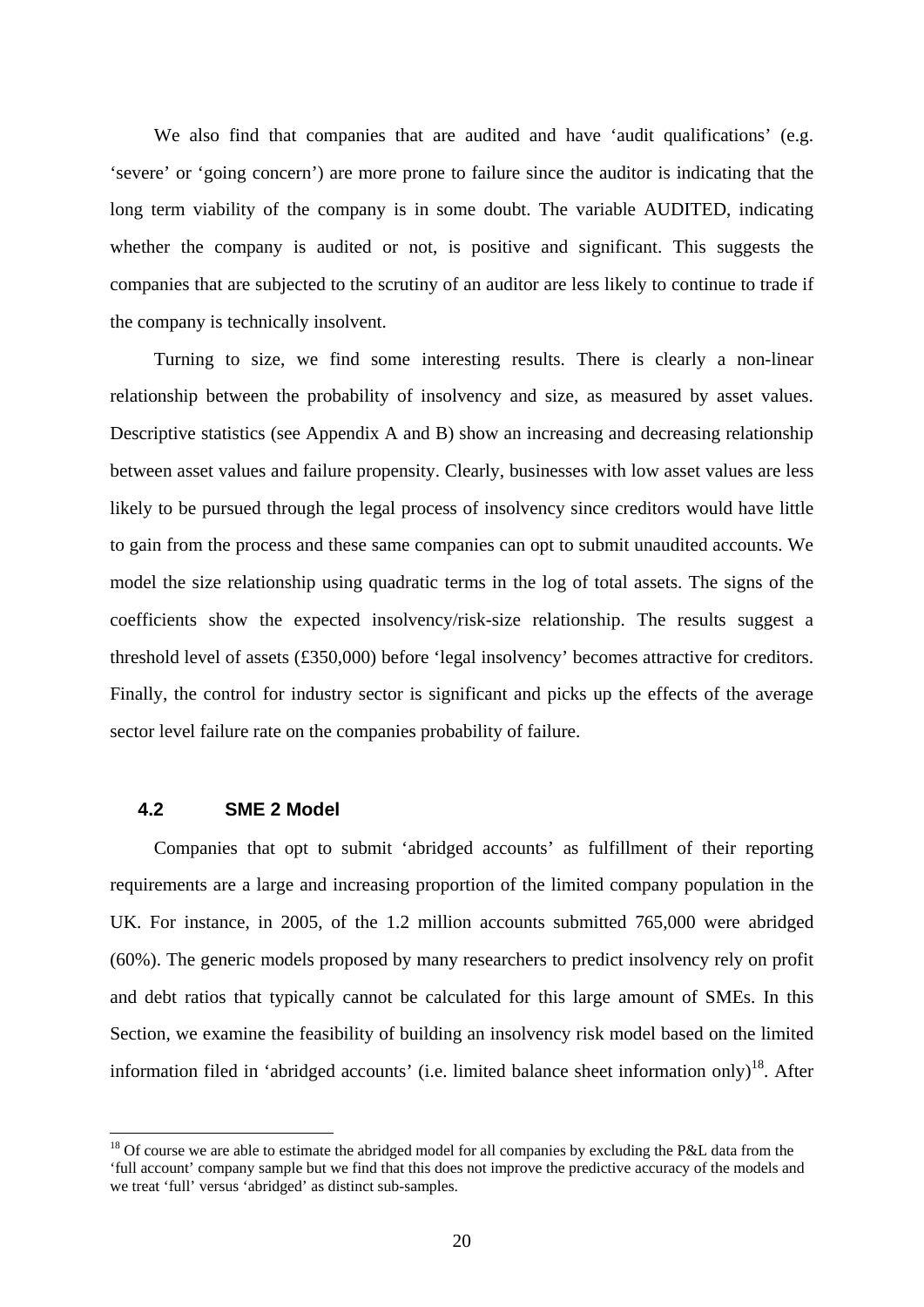We also find that companies that are audited and have 'audit qualifications' (e.g. 'severe' or 'going concern') are more prone to failure since the auditor is indicating that the long term viability of the company is in some doubt. The variable AUDITED, indicating whether the company is audited or not, is positive and significant. This suggests the companies that are subjected to the scrutiny of an auditor are less likely to continue to trade if the company is technically insolvent.

Turning to size, we find some interesting results. There is clearly a non-linear relationship between the probability of insolvency and size, as measured by asset values. Descriptive statistics (see Appendix A and B) show an increasing and decreasing relationship between asset values and failure propensity. Clearly, businesses with low asset values are less likely to be pursued through the legal process of insolvency since creditors would have little to gain from the process and these same companies can opt to submit unaudited accounts. We model the size relationship using quadratic terms in the log of total assets. The signs of the coefficients show the expected insolvency/risk-size relationship. The results suggest a threshold level of assets (£350,000) before 'legal insolvency' becomes attractive for creditors. Finally, the control for industry sector is significant and picks up the effects of the average sector level failure rate on the companies probability of failure.

### 4.2 SME 2 Model

Companies that opt to submit 'abridged accounts' as fulfillment of their reporting requirements are a large and increasing proportion of the limited company population in the UK. For instance, in 2005, of the 1.2 million accounts submitted 765,000 were abridged (60%). The generic models proposed by many researchers to predict insolvency rely on profit and debt ratios that typically cannot be calculated for this large amount of SMEs. In this Section, we examine the feasibility of building an insolvency risk model based on the limited information filed in 'abridged accounts' (i.e. limited balance sheet information only)[18]. After

[18] Of course we are able to estimate the abridged model for all companies by excluding the P&L data from the 'full account' company sample but we find that this does not improve the predictive accuracy of the models and we treat 'full' versus 'abridged' as distinct sub-samples.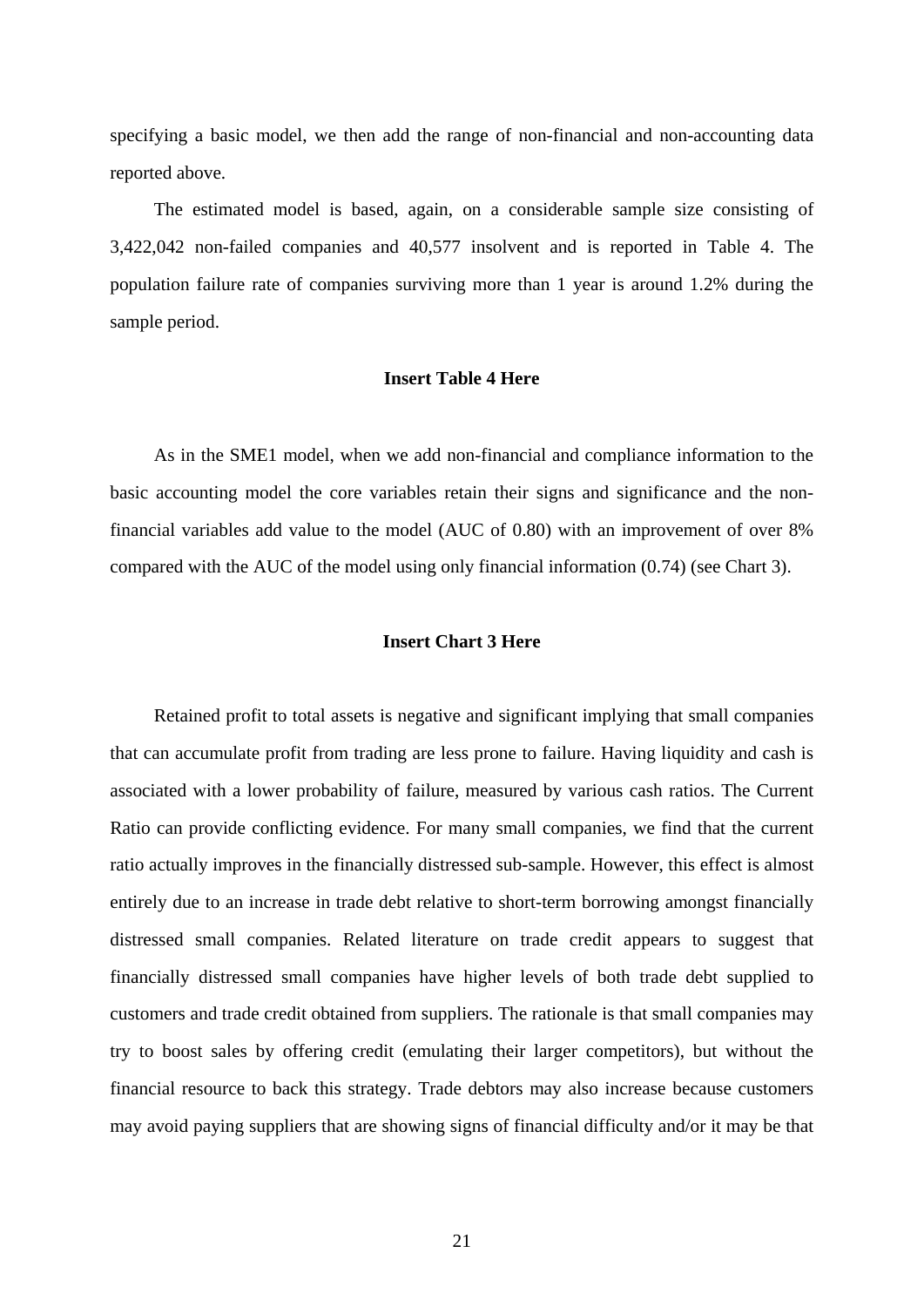specifying a basic model, we then add the range of non-financial and non-accounting data reported above.

The estimated model is based, again, on a considerable sample size consisting of 3,422,042 non-failed companies and 40,577 insolvent and is reported in Table 4. The population failure rate of companies surviving more than 1 year is around 1.2% during the sample period.

**Insert Table 4 Here**

As in the SME1 model, when we add non-financial and compliance information to the basic accounting model the core variables retain their signs and significance and the non-financial variables add value to the model (AUC of 0.80) with an improvement of over 8% compared with the AUC of the model using only financial information (0.74) (see Chart 3).

**Insert Chart 3 Here**

Retained profit to total assets is negative and significant implying that small companies that can accumulate profit from trading are less prone to failure. Having liquidity and cash is associated with a lower probability of failure, measured by various cash ratios. The Current Ratio can provide conflicting evidence. For many small companies, we find that the current ratio actually improves in the financially distressed sub-sample. However, this effect is almost entirely due to an increase in trade debt relative to short-term borrowing amongst financially distressed small companies. Related literature on trade credit appears to suggest that financially distressed small companies have higher levels of both trade debt supplied to customers and trade credit obtained from suppliers. The rationale is that small companies may try to boost sales by offering credit (emulating their larger competitors), but without the financial resource to back this strategy. Trade debtors may also increase because customers may avoid paying suppliers that are showing signs of financial difficulty and/or it may be that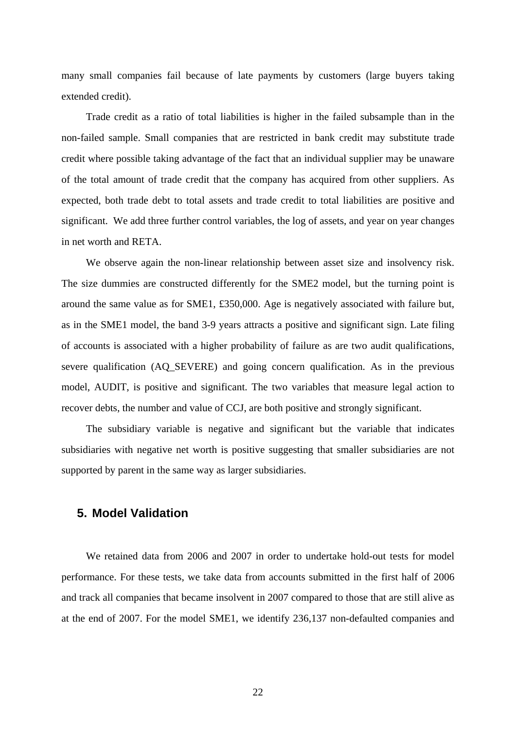many small companies fail because of late payments by customers (large buyers taking extended credit).

Trade credit as a ratio of total liabilities is higher in the failed subsample than in the non-failed sample. Small companies that are restricted in bank credit may substitute trade credit where possible taking advantage of the fact that an individual supplier may be unaware of the total amount of trade credit that the company has acquired from other suppliers. As expected, both trade debt to total assets and trade credit to total liabilities are positive and significant. We add three further control variables, the log of assets, and year on year changes in net worth and RETA.

We observe again the non-linear relationship between asset size and insolvency risk. The size dummies are constructed differently for the SME2 model, but the turning point is around the same value as for SME1, £350,000. Age is negatively associated with failure but, as in the SME1 model, the band 3-9 years attracts a positive and significant sign. Late filing of accounts is associated with a higher probability of failure as are two audit qualifications, severe qualification (AQ_SEVERE) and going concern qualification. As in the previous model, AUDIT, is positive and significant. The two variables that measure legal action to recover debts, the number and value of CCJ, are both positive and strongly significant.

The subsidiary variable is negative and significant but the variable that indicates subsidiaries with negative net worth is positive suggesting that smaller subsidiaries are not supported by parent in the same way as larger subsidiaries.

## 5. Model Validation

We retained data from 2006 and 2007 in order to undertake hold-out tests for model performance. For these tests, we take data from accounts submitted in the first half of 2006 and track all companies that became insolvent in 2007 compared to those that are still alive as at the end of 2007. For the model SME1, we identify 236,137 non-defaulted companies and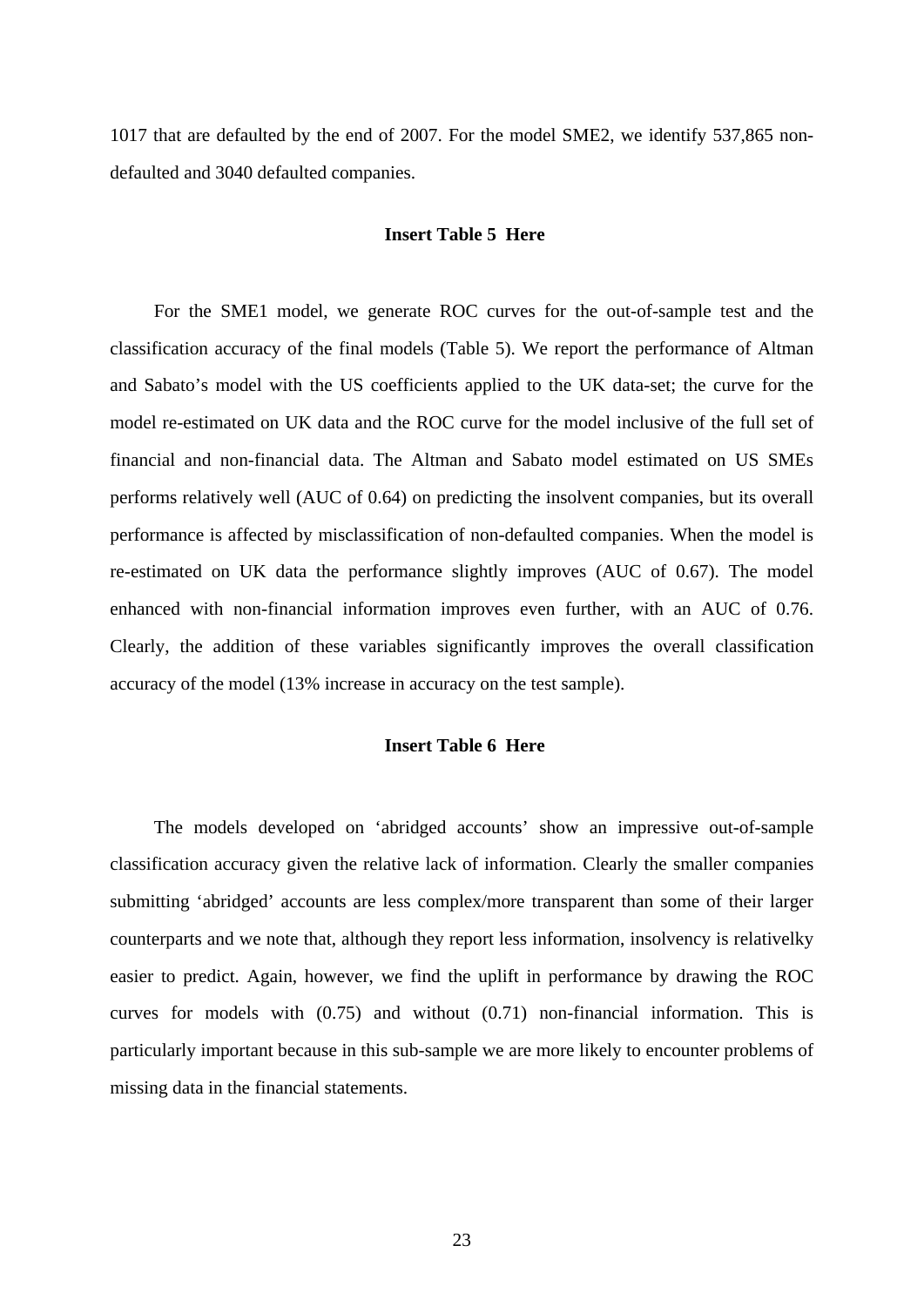1017 that are defaulted by the end of 2007. For the model SME2, we identify 537,865 non-defaulted and 3040 defaulted companies.

**Insert Table 5 Here**

For the SME1 model, we generate ROC curves for the out-of-sample test and the classification accuracy of the final models (Table 5). We report the performance of Altman and Sabato's model with the US coefficients applied to the UK data-set; the curve for the model re-estimated on UK data and the ROC curve for the model inclusive of the full set of financial and non-financial data. The Altman and Sabato model estimated on US SMEs performs relatively well (AUC of 0.64) on predicting the insolvent companies, but its overall performance is affected by misclassification of non-defaulted companies. When the model is re-estimated on UK data the performance slightly improves (AUC of 0.67). The model enhanced with non-financial information improves even further, with an AUC of 0.76. Clearly, the addition of these variables significantly improves the overall classification accuracy of the model (13% increase in accuracy on the test sample).

**Insert Table 6 Here**

The models developed on 'abridged accounts' show an impressive out-of-sample classification accuracy given the relative lack of information. Clearly the smaller companies submitting 'abridged' accounts are less complex/more transparent than some of their larger counterparts and we note that, although they report less information, insolvency is relativelky easier to predict. Again, however, we find the uplift in performance by drawing the ROC curves for models with (0.75) and without (0.71) non-financial information. This is particularly important because in this sub-sample we are more likely to encounter problems of missing data in the financial statements.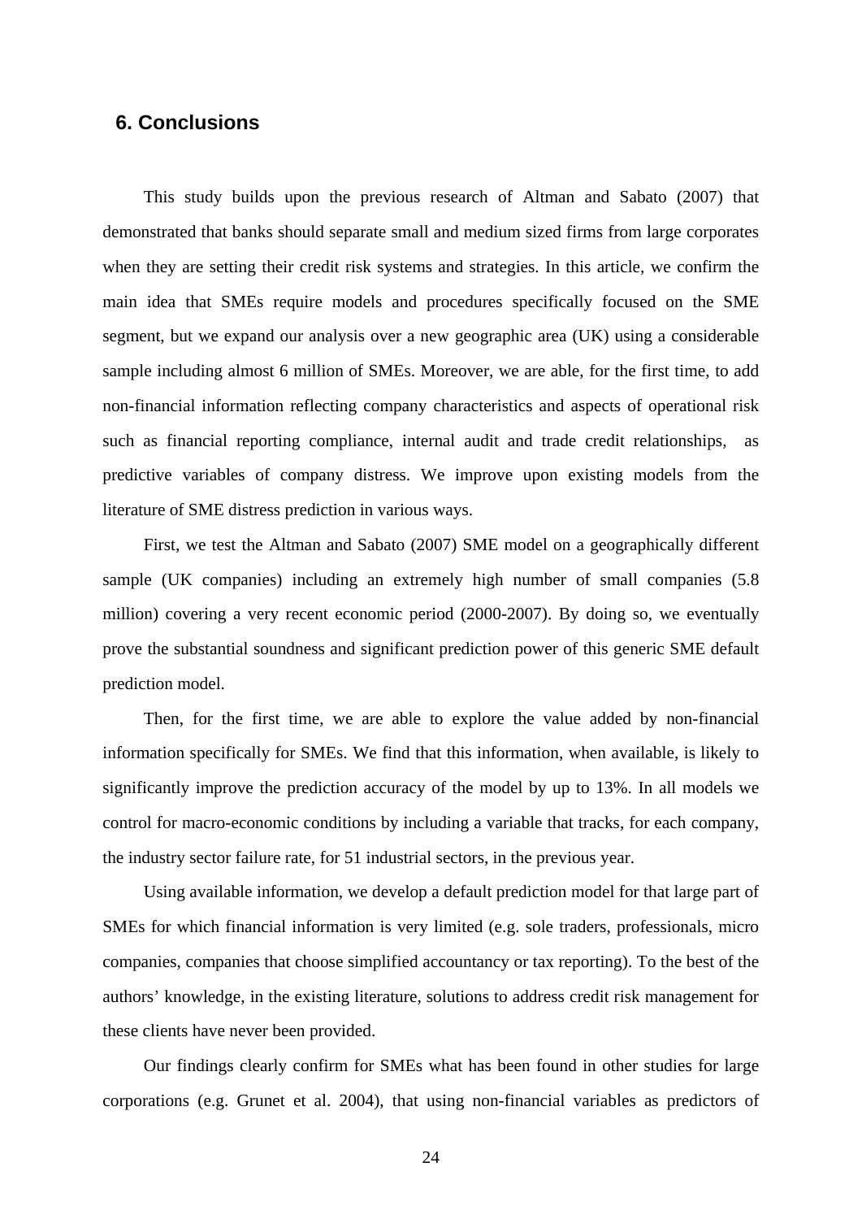## 6. Conclusions

This study builds upon the previous research of Altman and Sabato (2007) that demonstrated that banks should separate small and medium sized firms from large corporates when they are setting their credit risk systems and strategies. In this article, we confirm the main idea that SMEs require models and procedures specifically focused on the SME segment, but we expand our analysis over a new geographic area (UK) using a considerable sample including almost 6 million of SMEs. Moreover, we are able, for the first time, to add non-financial information reflecting company characteristics and aspects of operational risk such as financial reporting compliance, internal audit and trade credit relationships, as predictive variables of company distress. We improve upon existing models from the literature of SME distress prediction in various ways.

First, we test the Altman and Sabato (2007) SME model on a geographically different sample (UK companies) including an extremely high number of small companies (5.8 million) covering a very recent economic period (2000-2007). By doing so, we eventually prove the substantial soundness and significant prediction power of this generic SME default prediction model.

Then, for the first time, we are able to explore the value added by non-financial information specifically for SMEs. We find that this information, when available, is likely to significantly improve the prediction accuracy of the model by up to 13%. In all models we control for macro-economic conditions by including a variable that tracks, for each company, the industry sector failure rate, for 51 industrial sectors, in the previous year.

Using available information, we develop a default prediction model for that large part of SMEs for which financial information is very limited (e.g. sole traders, professionals, micro companies, companies that choose simplified accountancy or tax reporting). To the best of the authors' knowledge, in the existing literature, solutions to address credit risk management for these clients have never been provided.

Our findings clearly confirm for SMEs what has been found in other studies for large corporations (e.g. Grunet et al. 2004), that using non-financial variables as predictors of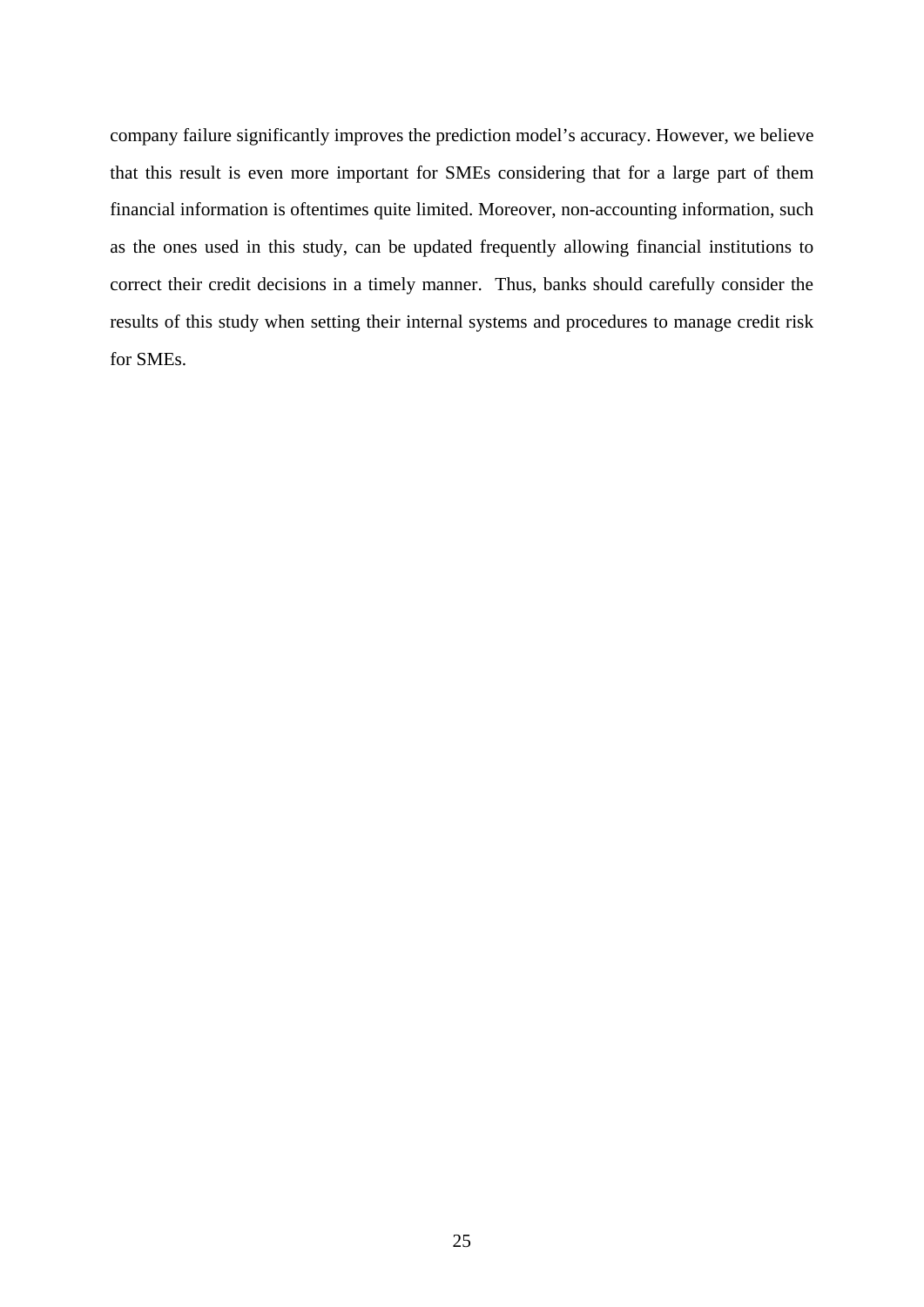company failure significantly improves the prediction model's accuracy. However, we believe that this result is even more important for SMEs considering that for a large part of them financial information is oftentimes quite limited. Moreover, non-accounting information, such as the ones used in this study, can be updated frequently allowing financial institutions to correct their credit decisions in a timely manner. Thus, banks should carefully consider the results of this study when setting their internal systems and procedures to manage credit risk for SMEs.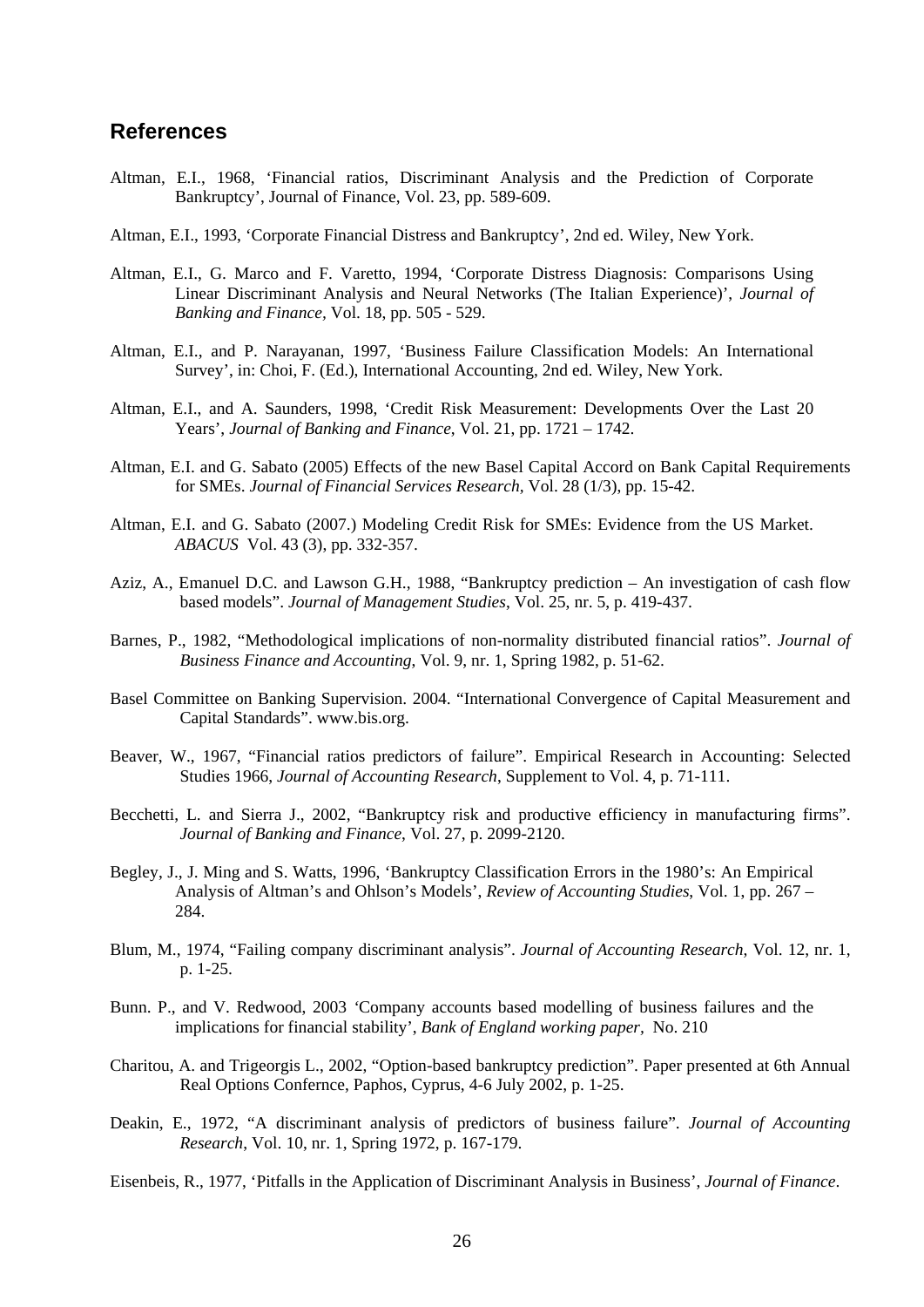## References

Altman, E.I., 1968, 'Financial ratios, Discriminant Analysis and the Prediction of Corporate Bankruptcy', Journal of Finance, Vol. 23, pp. 589-609.

Altman, E.I., 1993, 'Corporate Financial Distress and Bankruptcy', 2nd ed. Wiley, New York.

Altman, E.I., G. Marco and F. Varetto, 1994, 'Corporate Distress Diagnosis: Comparisons Using Linear Discriminant Analysis and Neural Networks (The Italian Experience)', *Journal of Banking and Finance*, Vol. 18, pp. 505 - 529.

Altman, E.I., and P. Narayanan, 1997, 'Business Failure Classification Models: An International Survey', in: Choi, F. (Ed.), International Accounting, 2nd ed. Wiley, New York.

Altman, E.I., and A. Saunders, 1998, 'Credit Risk Measurement: Developments Over the Last 20 Years', *Journal of Banking and Finance*, Vol. 21, pp. 1721 – 1742.

Altman, E.I. and G. Sabato (2005) Effects of the new Basel Capital Accord on Bank Capital Requirements for SMEs. *Journal of Financial Services Research*, Vol. 28 (1/3), pp. 15-42.

Altman, E.I. and G. Sabato (2007.) Modeling Credit Risk for SMEs: Evidence from the US Market. *ABACUS* Vol. 43 (3), pp. 332-357.

Aziz, A., Emanuel D.C. and Lawson G.H., 1988, "Bankruptcy prediction – An investigation of cash flow based models". *Journal of Management Studies*, Vol. 25, nr. 5, p. 419-437.

Barnes, P., 1982, "Methodological implications of non-normality distributed financial ratios". *Journal of Business Finance and Accounting*, Vol. 9, nr. 1, Spring 1982, p. 51-62.

Basel Committee on Banking Supervision. 2004. "International Convergence of Capital Measurement and Capital Standards". www.bis.org.

Beaver, W., 1967, "Financial ratios predictors of failure". Empirical Research in Accounting: Selected Studies 1966, *Journal of Accounting Research*, Supplement to Vol. 4, p. 71-111.

Becchetti, L. and Sierra J., 2002, "Bankruptcy risk and productive efficiency in manufacturing firms". *Journal of Banking and Finance*, Vol. 27, p. 2099-2120.

Begley, J., J. Ming and S. Watts, 1996, 'Bankruptcy Classification Errors in the 1980's: An Empirical Analysis of Altman's and Ohlson's Models', *Review of Accounting Studies*, Vol. 1, pp. 267 – 284.

Blum, M., 1974, "Failing company discriminant analysis". *Journal of Accounting Research*, Vol. 12, nr. 1, p. 1-25.

Bunn. P., and V. Redwood, 2003 'Company accounts based modelling of business failures and the implications for financial stability', *Bank of England working paper*, No. 210

Charitou, A. and Trigeorgis L., 2002, "Option-based bankruptcy prediction". Paper presented at 6th Annual Real Options Confernce, Paphos, Cyprus, 4-6 July 2002, p. 1-25.

Deakin, E., 1972, "A discriminant analysis of predictors of business failure". *Journal of Accounting Research*, Vol. 10, nr. 1, Spring 1972, p. 167-179.

Eisenbeis, R., 1977, 'Pitfalls in the Application of Discriminant Analysis in Business', *Journal of Finance*.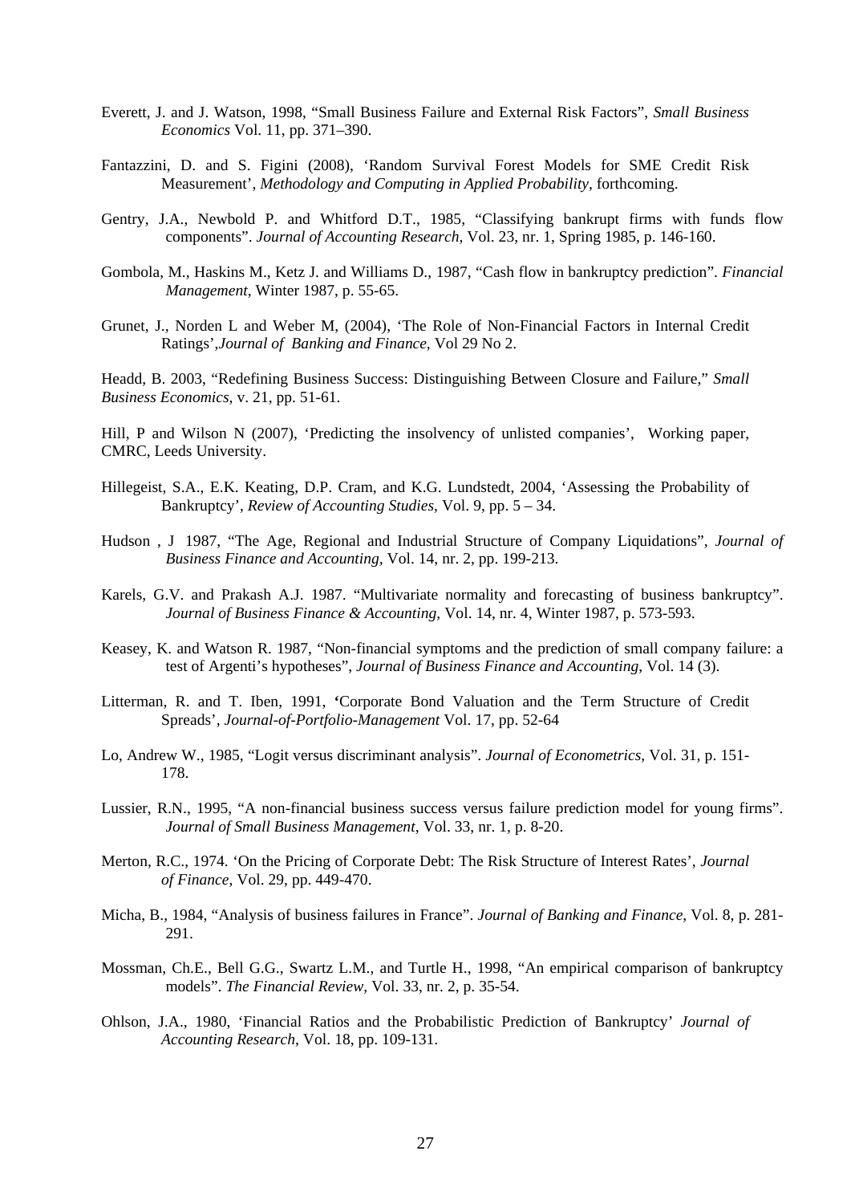Everett, J. and J. Watson, 1998, "Small Business Failure and External Risk Factors", *Small Business Economics* Vol. 11, pp. 371–390.

Fantazzini, D. and S. Figini (2008), 'Random Survival Forest Models for SME Credit Risk Measurement', *Methodology and Computing in Applied Probability*, forthcoming.

Gentry, J.A., Newbold P. and Whitford D.T., 1985, "Classifying bankrupt firms with funds flow components". *Journal of Accounting Research*, Vol. 23, nr. 1, Spring 1985, p. 146-160.

Gombola, M., Haskins M., Ketz J. and Williams D., 1987, "Cash flow in bankruptcy prediction". *Financial Management*, Winter 1987, p. 55-65.

Grunet, J., Norden L and Weber M, (2004), 'The Role of Non-Financial Factors in Internal Credit Ratings',*Journal of Banking and Finance*, Vol 29 No 2.

Headd, B. 2003, "Redefining Business Success: Distinguishing Between Closure and Failure," *Small Business Economics*, v. 21, pp. 51-61.

Hill, P and Wilson N (2007), 'Predicting the insolvency of unlisted companies', Working paper, CMRC, Leeds University.

Hillegeist, S.A., E.K. Keating, D.P. Cram, and K.G. Lundstedt, 2004, 'Assessing the Probability of Bankruptcy', *Review of Accounting Studies*, Vol. 9, pp. 5 – 34.

Hudson , J 1987, "The Age, Regional and Industrial Structure of Company Liquidations", *Journal of Business Finance and Accounting*, Vol. 14, nr. 2, pp. 199-213.

Karels, G.V. and Prakash A.J. 1987. "Multivariate normality and forecasting of business bankruptcy". *Journal of Business Finance & Accounting*, Vol. 14, nr. 4, Winter 1987, p. 573-593.

Keasey, K. and Watson R. 1987, "Non-financial symptoms and the prediction of small company failure: a test of Argenti's hypotheses", *Journal of Business Finance and Accounting*, Vol. 14 (3).

Litterman, R. and T. Iben, 1991, 'Corporate Bond Valuation and the Term Structure of Credit Spreads', *Journal-of-Portfolio-Management* Vol. 17, pp. 52-64

Lo, Andrew W., 1985, "Logit versus discriminant analysis". *Journal of Econometrics*, Vol. 31, p. 151-178.

Lussier, R.N., 1995, "A non-financial business success versus failure prediction model for young firms". *Journal of Small Business Management*, Vol. 33, nr. 1, p. 8-20.

Merton, R.C., 1974. 'On the Pricing of Corporate Debt: The Risk Structure of Interest Rates', *Journal of Finance*, Vol. 29, pp. 449-470.

Micha, B., 1984, "Analysis of business failures in France". *Journal of Banking and Finance*, Vol. 8, p. 281-291.

Mossman, Ch.E., Bell G.G., Swartz L.M., and Turtle H., 1998, "An empirical comparison of bankruptcy models". *The Financial Review*, Vol. 33, nr. 2, p. 35-54.

Ohlson, J.A., 1980, 'Financial Ratios and the Probabilistic Prediction of Bankruptcy' *Journal of Accounting Research*, Vol. 18, pp. 109-131.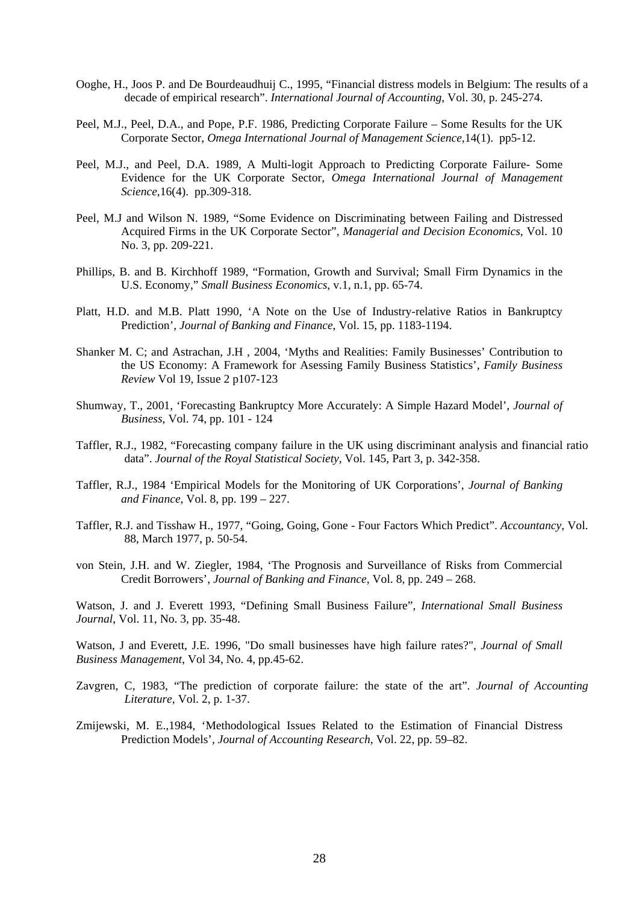Ooghe, H., Joos P. and De Bourdeaudhuij C., 1995, "Financial distress models in Belgium: The results of a decade of empirical research". *International Journal of Accounting*, Vol. 30, p. 245-274.

Peel, M.J., Peel, D.A., and Pope, P.F. 1986, Predicting Corporate Failure – Some Results for the UK Corporate Sector, *Omega International Journal of Management Science*,14(1). pp5-12.

Peel, M.J., and Peel, D.A. 1989, A Multi-logit Approach to Predicting Corporate Failure- Some Evidence for the UK Corporate Sector, *Omega International Journal of Management Science*,16(4). pp.309-318.

Peel, M.J and Wilson N. 1989, "Some Evidence on Discriminating between Failing and Distressed Acquired Firms in the UK Corporate Sector", *Managerial and Decision Economics*, Vol. 10 No. 3, pp. 209-221.

Phillips, B. and B. Kirchhoff 1989, "Formation, Growth and Survival; Small Firm Dynamics in the U.S. Economy," *Small Business Economics*, v.1, n.1, pp. 65-74.

Platt, H.D. and M.B. Platt 1990, 'A Note on the Use of Industry-relative Ratios in Bankruptcy Prediction', *Journal of Banking and Finance*, Vol. 15, pp. 1183-1194.

Shanker M. C; and Astrachan, J.H , 2004, 'Myths and Realities: Family Businesses' Contribution to the US Economy: A Framework for Asessing Family Business Statistics', *Family Business Review* Vol 19, Issue 2 p107-123

Shumway, T., 2001, 'Forecasting Bankruptcy More Accurately: A Simple Hazard Model', *Journal of Business*, Vol. 74, pp. 101 - 124

Taffler, R.J., 1982, "Forecasting company failure in the UK using discriminant analysis and financial ratio data". *Journal of the Royal Statistical Society*, Vol. 145, Part 3, p. 342-358.

Taffler, R.J., 1984 'Empirical Models for the Monitoring of UK Corporations', *Journal of Banking and Finance*, Vol. 8, pp. 199 – 227.

Taffler, R.J. and Tisshaw H., 1977, "Going, Going, Gone - Four Factors Which Predict". *Accountancy*, Vol. 88, March 1977, p. 50-54.

von Stein, J.H. and W. Ziegler, 1984, 'The Prognosis and Surveillance of Risks from Commercial Credit Borrowers', *Journal of Banking and Finance*, Vol. 8, pp. 249 – 268.

Watson, J. and J. Everett 1993, "Defining Small Business Failure", *International Small Business Journal*, Vol. 11, No. 3, pp. 35-48.

Watson, J and Everett, J.E. 1996, "Do small businesses have high failure rates?", *Journal of Small Business Management*, Vol 34, No. 4, pp.45-62.

Zavgren, C, 1983, "The prediction of corporate failure: the state of the art". *Journal of Accounting Literature*, Vol. 2, p. 1-37.

Zmijewski, M. E.,1984, 'Methodological Issues Related to the Estimation of Financial Distress Prediction Models', *Journal of Accounting Research*, Vol. 22, pp. 59–82.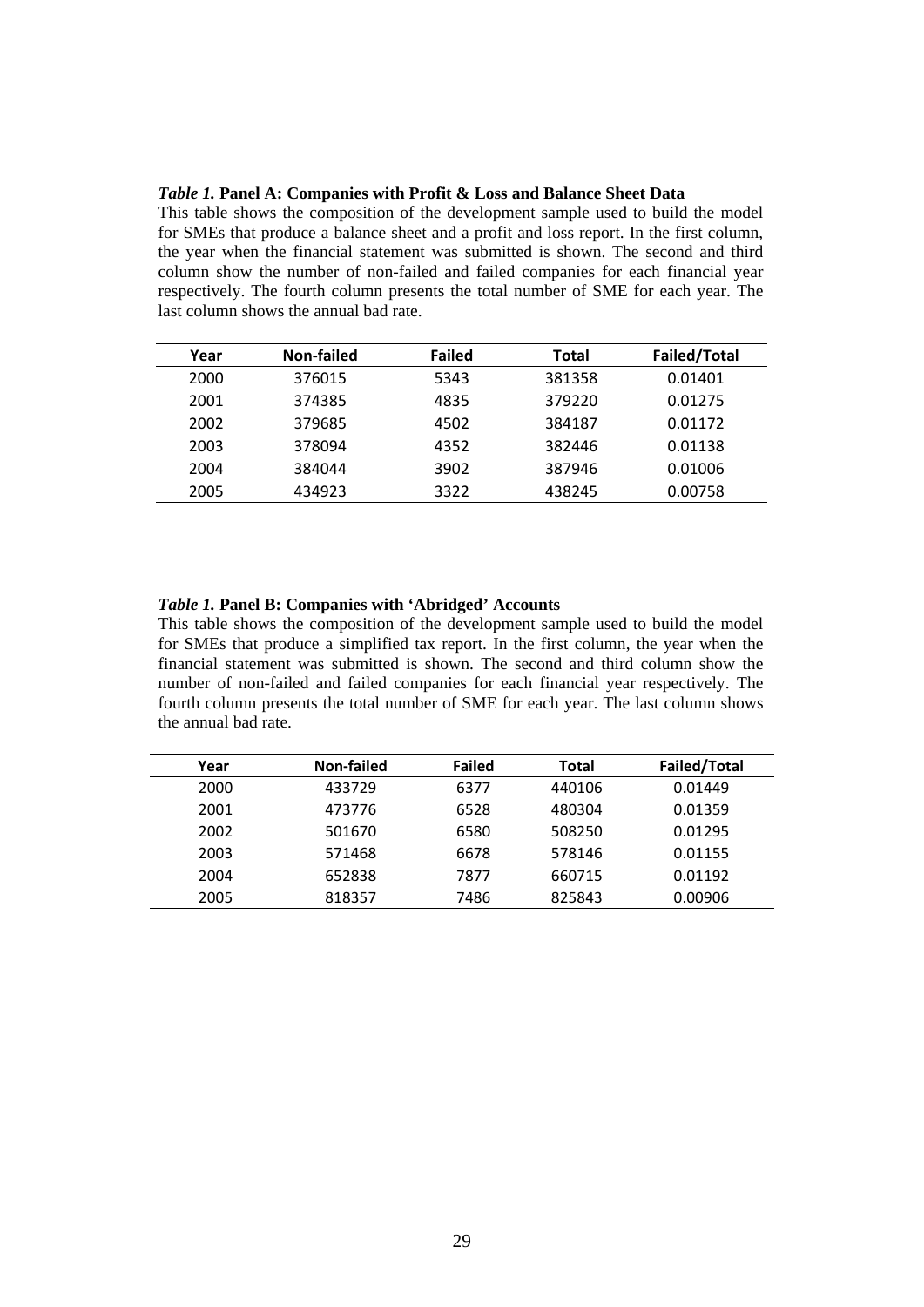***Table 1.* Panel A: Companies with Profit & Loss and Balance Sheet Data**

This table shows the composition of the development sample used to build the model for SMEs that produce a balance sheet and a profit and loss report. In the first column, the year when the financial statement was submitted is shown. The second and third column show the number of non-failed and failed companies for each financial year respectively. The fourth column presents the total number of SME for each year. The last column shows the annual bad rate.

| Year | Non-failed | Failed | Total | Failed/Total |
|---|---|---|---|---|
| 2000 | 376015 | 5343 | 381358 | 0.01401 |
| 2001 | 374385 | 4835 | 379220 | 0.01275 |
| 2002 | 379685 | 4502 | 384187 | 0.01172 |
| 2003 | 378094 | 4352 | 382446 | 0.01138 |
| 2004 | 384044 | 3902 | 387946 | 0.01006 |
| 2005 | 434923 | 3322 | 438245 | 0.00758 |

***Table 1.* Panel B: Companies with 'Abridged' Accounts**

This table shows the composition of the development sample used to build the model for SMEs that produce a simplified tax report. In the first column, the year when the financial statement was submitted is shown. The second and third column show the number of non-failed and failed companies for each financial year respectively. The fourth column presents the total number of SME for each year. The last column shows the annual bad rate.

| Year | Non-failed | Failed | Total | Failed/Total |
|---|---|---|---|---|
| 2000 | 433729 | 6377 | 440106 | 0.01449 |
| 2001 | 473776 | 6528 | 480304 | 0.01359 |
| 2002 | 501670 | 6580 | 508250 | 0.01295 |
| 2003 | 571468 | 6678 | 578146 | 0.01155 |
| 2004 | 652838 | 7877 | 660715 | 0.01192 |
| 2005 | 818357 | 7486 | 825843 | 0.00906 |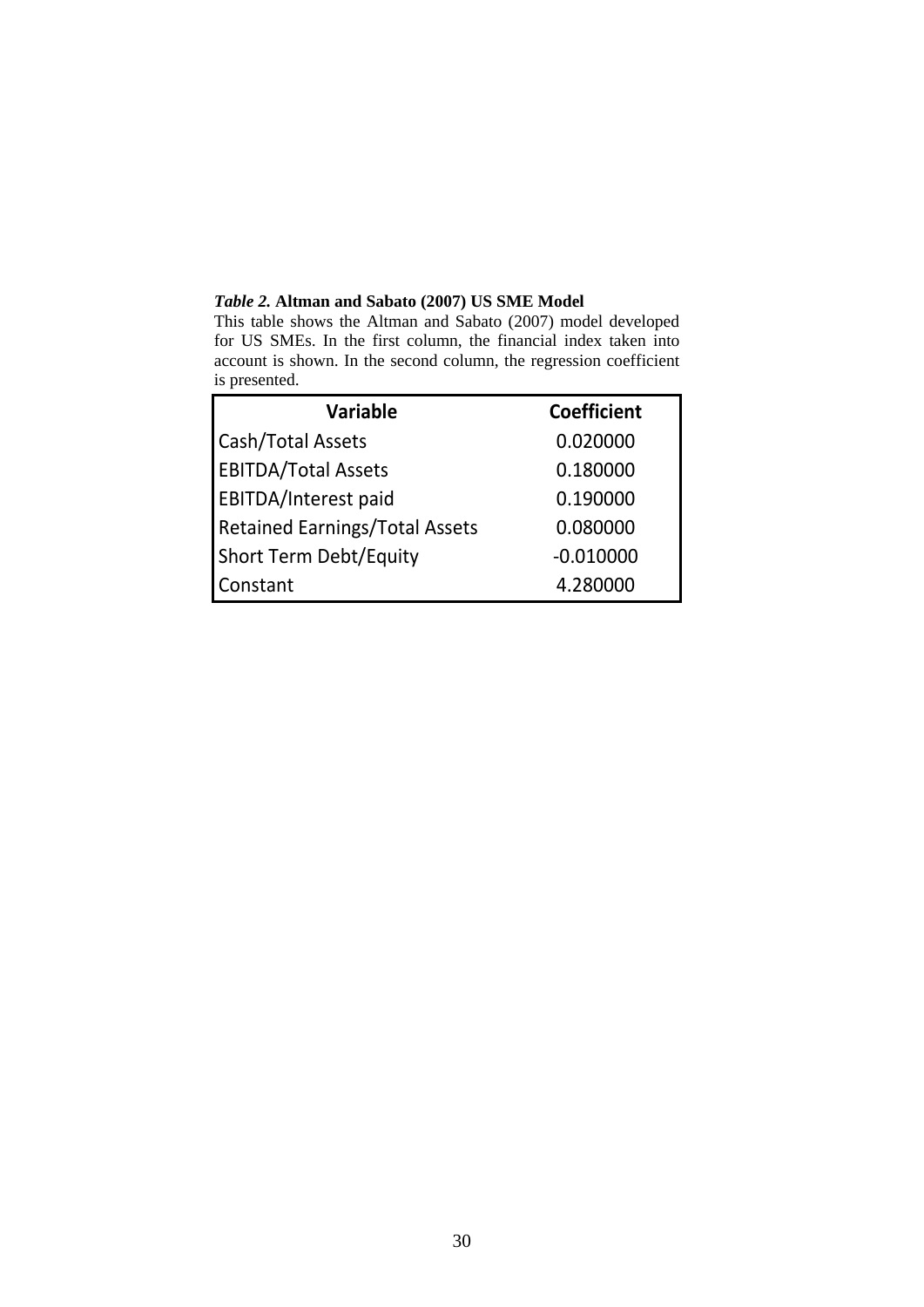***Table 2.*** **Altman and Sabato (2007) US SME Model**

This table shows the Altman and Sabato (2007) model developed for US SMEs. In the first column, the financial index taken into account is shown. In the second column, the regression coefficient is presented.

| Variable | Coefficient |
|---|---|
| Cash/Total Assets | 0.020000 |
| EBITDA/Total Assets | 0.180000 |
| EBITDA/Interest paid | 0.190000 |
| Retained Earnings/Total Assets | 0.080000 |
| Short Term Debt/Equity | -0.010000 |
| Constant | 4.280000 |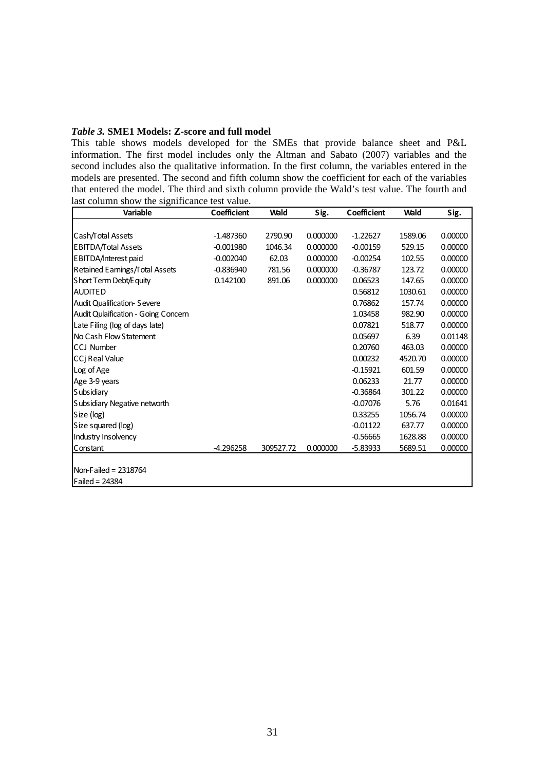*Table 3.* **SME1 Models: Z-score and full model**

This table shows models developed for the SMEs that provide balance sheet and P&L information. The first model includes only the Altman and Sabato (2007) variables and the second includes also the qualitative information. In the first column, the variables entered in the models are presented. The second and fifth column show the coefficient for each of the variables that entered the model. The third and sixth column provide the Wald's test value. The fourth and last column show the significance test value.

| Variable | Coefficient | Wald | Sig. | Coefficient | Wald | Sig. |
|---|---|---|---|---|---|---|
| Cash/Total Assets | -1.487360 | 2790.90 | 0.000000 | -1.22627 | 1589.06 | 0.00000 |
| EBITDA/Total Assets | -0.001980 | 1046.34 | 0.000000 | -0.00159 | 529.15 | 0.00000 |
| EBITDA/Interest paid | -0.002040 | 62.03 | 0.000000 | -0.00254 | 102.55 | 0.00000 |
| Retained Earnings/Total Assets | -0.836940 | 781.56 | 0.000000 | -0.36787 | 123.72 | 0.00000 |
| Short Term Debt/Equity | 0.142100 | 891.06 | 0.000000 | 0.06523 | 147.65 | 0.00000 |
| AUDITED | | | | 0.56812 | 1030.61 | 0.00000 |
| Audit Qualification- Severe | | | | 0.76862 | 157.74 | 0.00000 |
| Audit Qulaification - Going Concern | | | | 1.03458 | 982.90 | 0.00000 |
| Late Filing (log of days late) | | | | 0.07821 | 518.77 | 0.00000 |
| No Cash Flow Statement | | | | 0.05697 | 6.39 | 0.01148 |
| CCJ Number | | | | 0.20760 | 463.03 | 0.00000 |
| CCj Real Value | | | | 0.00232 | 4520.70 | 0.00000 |
| Log of Age | | | | -0.15921 | 601.59 | 0.00000 |
| Age 3-9 years | | | | 0.06233 | 21.77 | 0.00000 |
| Subsidiary | | | | -0.36864 | 301.22 | 0.00000 |
| Subsidiary Negative networth | | | | -0.07076 | 5.76 | 0.01641 |
| Size (log) | | | | 0.33255 | 1056.74 | 0.00000 |
| Size squared (log) | | | | -0.01122 | 637.77 | 0.00000 |
| Industry Insolvency | | | | -0.56665 | 1628.88 | 0.00000 |
| Constant | -4.296258 | 309527.72 | 0.000000 | -5.83933 | 5689.51 | 0.00000 |

Non-Failed = 2318764
Failed = 24384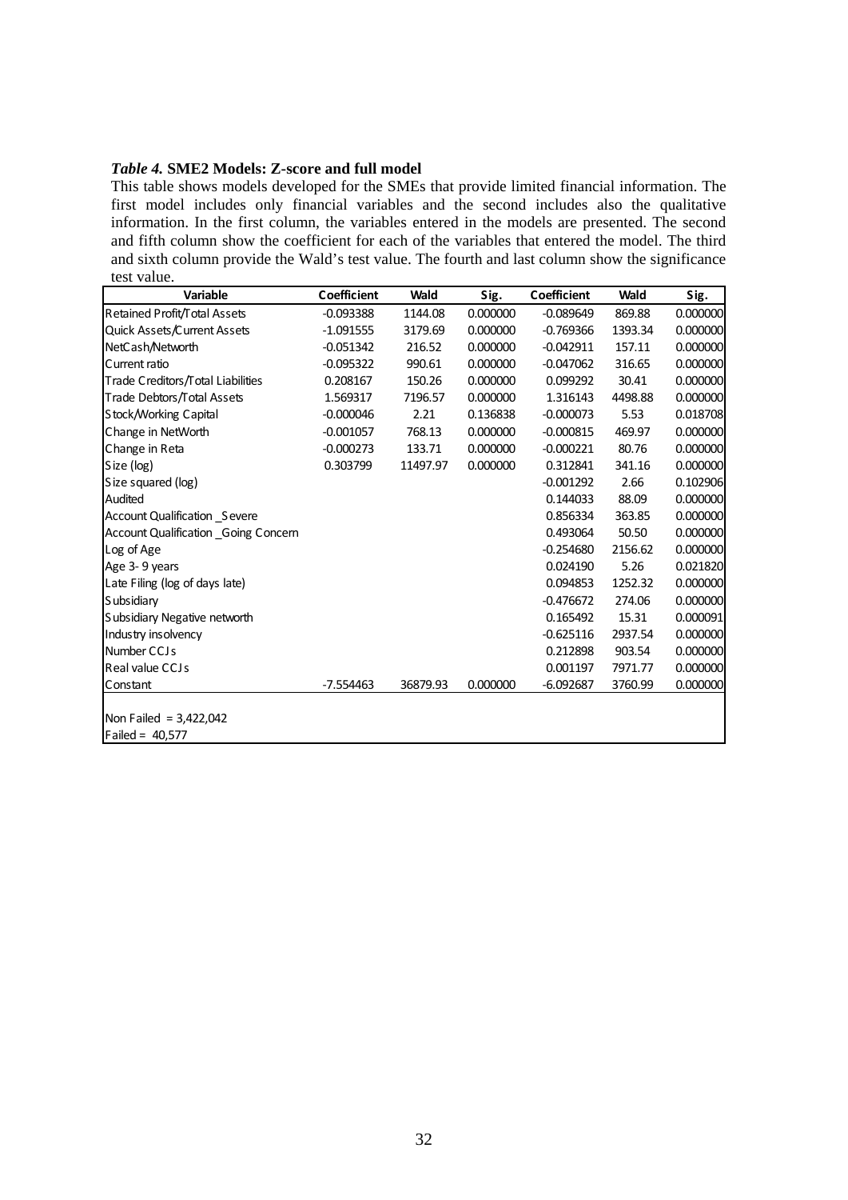***Table 4.*** **SME2 Models: Z-score and full model**

This table shows models developed for the SMEs that provide limited financial information. The first model includes only financial variables and the second includes also the qualitative information. In the first column, the variables entered in the models are presented. The second and fifth column show the coefficient for each of the variables that entered the model. The third and sixth column provide the Wald's test value. The fourth and last column show the significance test value.

| Variable | Coefficient | Wald | Sig. | Coefficient | Wald | Sig. |
|---|---|---|---|---|---|---|
| Retained Profit/Total Assets | -0.093388 | 1144.08 | 0.000000 | -0.089649 | 869.88 | 0.000000 |
| Quick Assets/Current Assets | -1.091555 | 3179.69 | 0.000000 | -0.769366 | 1393.34 | 0.000000 |
| NetCash/Networth | -0.051342 | 216.52 | 0.000000 | -0.042911 | 157.11 | 0.000000 |
| Current ratio | -0.095322 | 990.61 | 0.000000 | -0.047062 | 316.65 | 0.000000 |
| Trade Creditors/Total Liabilities | 0.208167 | 150.26 | 0.000000 | 0.099292 | 30.41 | 0.000000 |
| Trade Debtors/Total Assets | 1.569317 | 7196.57 | 0.000000 | 1.316143 | 4498.88 | 0.000000 |
| Stock/Working Capital | -0.000046 | 2.21 | 0.136838 | -0.000073 | 5.53 | 0.018708 |
| Change in NetWorth | -0.001057 | 768.13 | 0.000000 | -0.000815 | 469.97 | 0.000000 |
| Change in Reta | -0.000273 | 133.71 | 0.000000 | -0.000221 | 80.76 | 0.000000 |
| Size (log) | 0.303799 | 11497.97 | 0.000000 | 0.312841 | 341.16 | 0.000000 |
| Size squared (log) | | | | -0.001292 | 2.66 | 0.102906 |
| Audited | | | | 0.144033 | 88.09 | 0.000000 |
| Account Qualification _Severe | | | | 0.856334 | 363.85 | 0.000000 |
| Account Qualification _Going Concern | | | | 0.493064 | 50.50 | 0.000000 |
| Log of Age | | | | -0.254680 | 2156.62 | 0.000000 |
| Age 3- 9 years | | | | 0.024190 | 5.26 | 0.021820 |
| Late Filing (log of days late) | | | | 0.094853 | 1252.32 | 0.000000 |
| Subsidiary | | | | -0.476672 | 274.06 | 0.000000 |
| Subsidiary Negative networth | | | | 0.165492 | 15.31 | 0.000091 |
| Industry insolvency | | | | -0.625116 | 2937.54 | 0.000000 |
| Number CCJs | | | | 0.212898 | 903.54 | 0.000000 |
| Real value CCJs | | | | 0.001197 | 7971.77 | 0.000000 |
| Constant | -7.554463 | 36879.93 | 0.000000 | -6.092687 | 3760.99 | 0.000000 |
| Non Failed = 3,422,042 | | | | | | |
| Failed = 40,577 | | | | | | |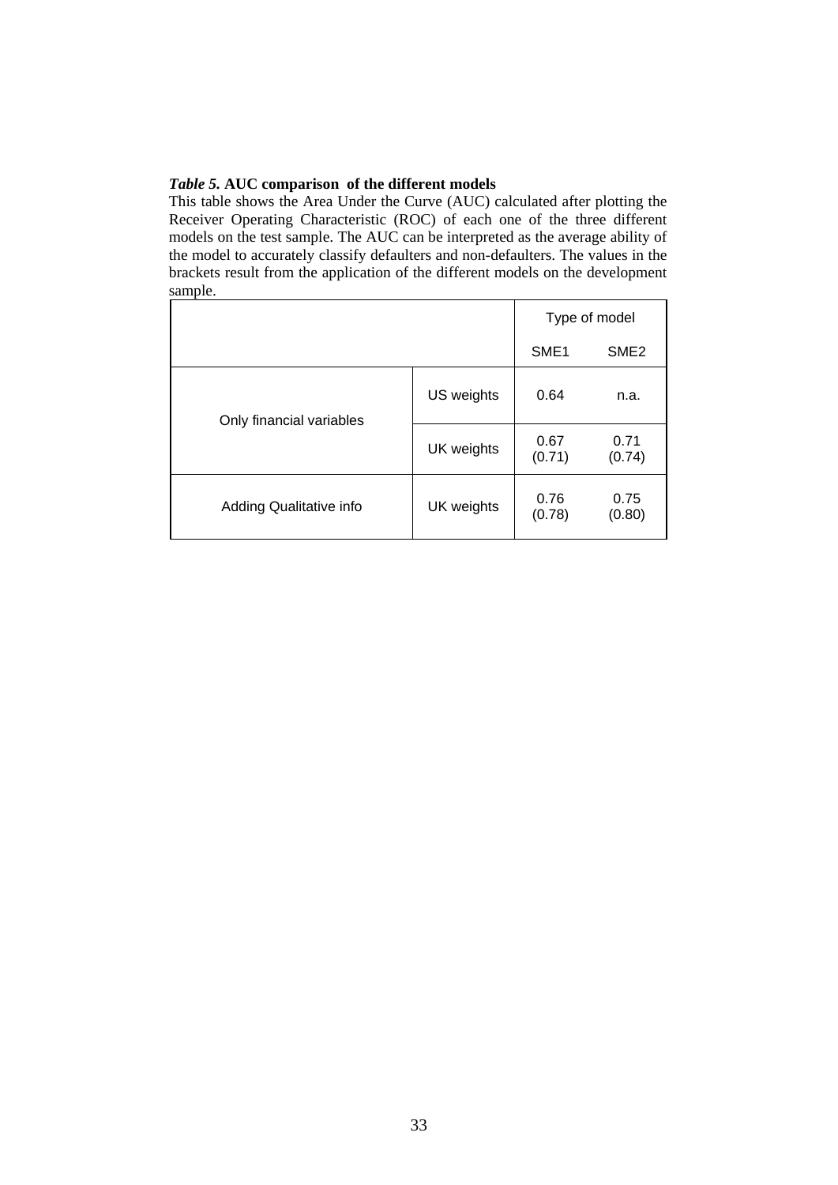***Table 5.*** **AUC comparison of the different models**

This table shows the Area Under the Curve (AUC) calculated after plotting the Receiver Operating Characteristic (ROC) of each one of the three different models on the test sample. The AUC can be interpreted as the average ability of the model to accurately classify defaulters and non-defaulters. The values in the brackets result from the application of the different models on the development sample.

| | | Type of model | |
|---|---|---|---|
| | | SME1 | SME2 |
| Only financial variables | US weights | 0.64 | n.a. |
| | UK weights | 0.67 (0.71) | 0.71 (0.74) |
| Adding Qualitative info | UK weights | 0.76 (0.78) | 0.75 (0.80) |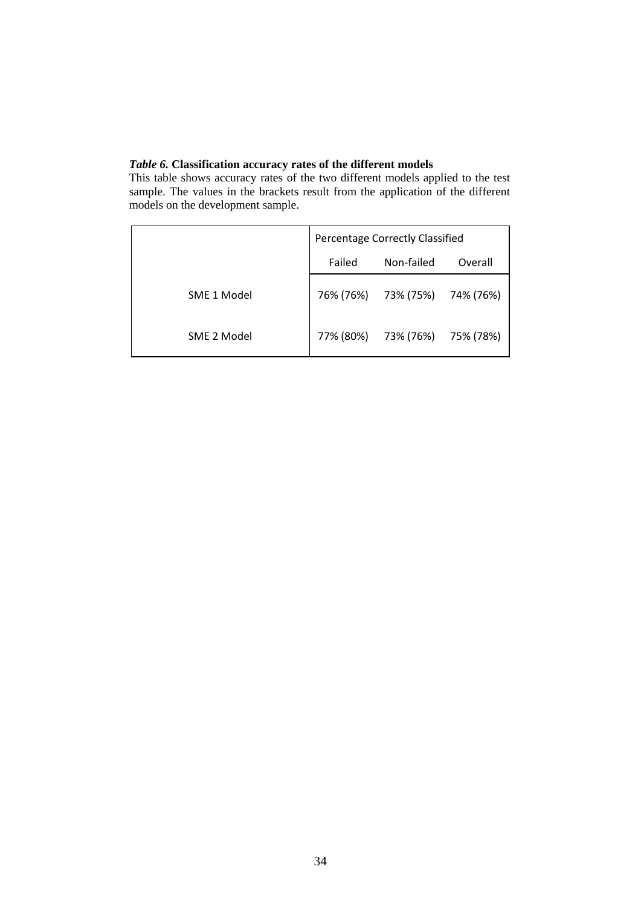***Table 6.* Classification accuracy rates of the different models**

This table shows accuracy rates of the two different models applied to the test sample. The values in the brackets result from the application of the different models on the development sample.

| | Percentage Correctly Classified | | |
|---|---|---|---|
| | Failed | Non-failed | Overall |
| SME 1 Model | 76% (76%) | 73% (75%) | 74% (76%) |
| SME 2 Model | 77% (80%) | 73% (76%) | 75% (78%) |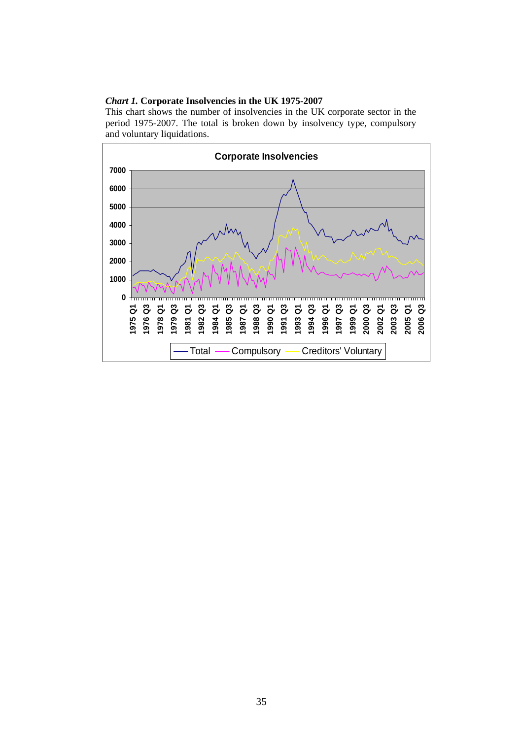***Chart 1.* Corporate Insolvencies in the UK 1975-2007**

This chart shows the number of insolvencies in the UK corporate sector in the period 1975-2007. The total is broken down by insolvency type, compulsory and voluntary liquidations.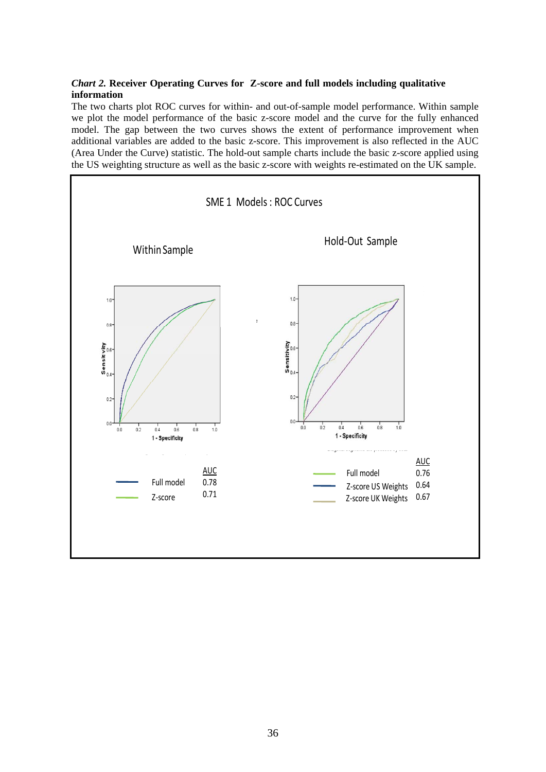***Chart 2.* Receiver Operating Curves for Z-score and full models including qualitative information**

The two charts plot ROC curves for within- and out-of-sample model performance. Within sample we plot the model performance of the basic z-score model and the curve for the fully enhanced model. The gap between the two curves shows the extent of performance improvement when additional variables are added to the basic z-score. This improvement is also reflected in the AUC (Area Under the Curve) statistic. The hold-out sample charts include the basic z-score applied using the US weighting structure as well as the basic z-score with weights re-estimated on the UK sample.

SME 1 Models : ROC Curves

Within Sample

| | AUC |
|---|---|
| Full model | 0.78 |
| Z-score | 0.71 |

Hold-Out Sample

| | AUC |
|---|---|
| Full model | 0.76 |
| Z-score US Weights | 0.64 |
| Z-score UK Weights | 0.67 |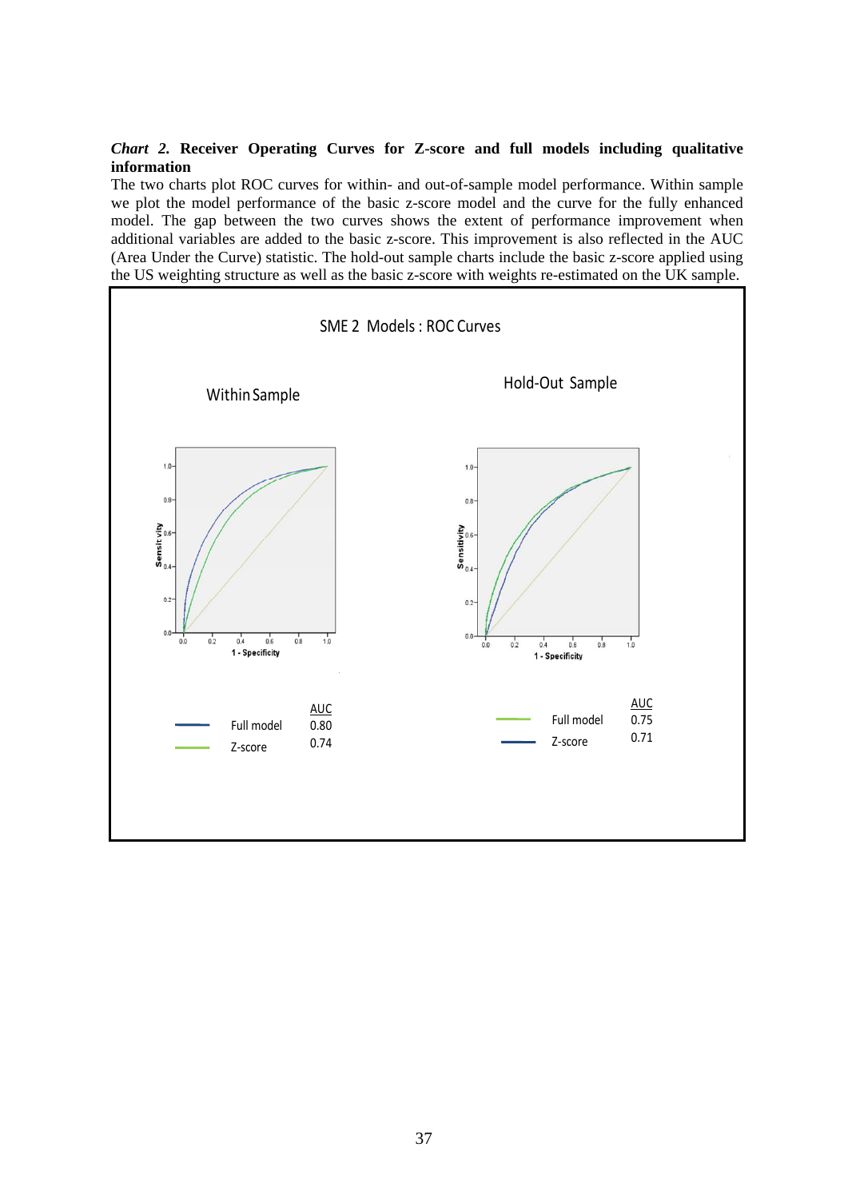***Chart 2.* Receiver Operating Curves for Z-score and full models including qualitative information**

The two charts plot ROC curves for within- and out-of-sample model performance. Within sample we plot the model performance of the basic z-score model and the curve for the fully enhanced model. The gap between the two curves shows the extent of performance improvement when additional variables are added to the basic z-score. This improvement is also reflected in the AUC (Area Under the Curve) statistic. The hold-out sample charts include the basic z-score applied using the US weighting structure as well as the basic z-score with weights re-estimated on the UK sample.

SME 2 Models : ROC Curves

**Within Sample**

| | AUC |
|---|---|
| Full model | 0.80 |
| Z-score | 0.74 |

**Hold-Out Sample**

| | AUC |
|---|---|
| Full model | 0.75 |
| Z-score | 0.71 |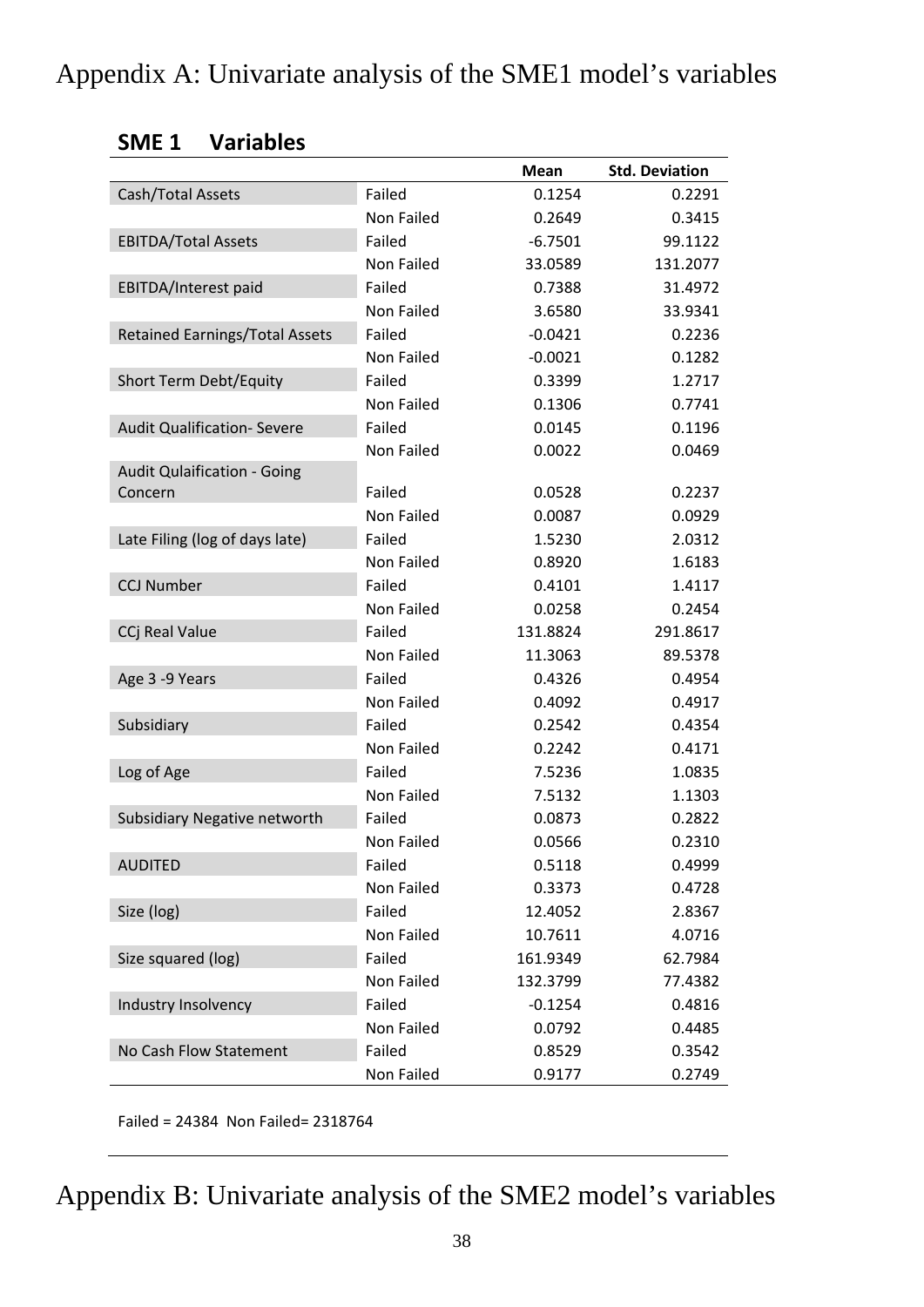# Appendix A: Univariate analysis of the SME1 model's variables

**SME 1 Variables**

| | | Mean | Std. Deviation |
|---|---|---|---|
| Cash/Total Assets | Failed | 0.1254 | 0.2291 |
| | Non Failed | 0.2649 | 0.3415 |
| EBITDA/Total Assets | Failed | -6.7501 | 99.1122 |
| | Non Failed | 33.0589 | 131.2077 |
| EBITDA/Interest paid | Failed | 0.7388 | 31.4972 |
| | Non Failed | 3.6580 | 33.9341 |
| Retained Earnings/Total Assets | Failed | -0.0421 | 0.2236 |
| | Non Failed | -0.0021 | 0.1282 |
| Short Term Debt/Equity | Failed | 0.3399 | 1.2717 |
| | Non Failed | 0.1306 | 0.7741 |
| Audit Qualification- Severe | Failed | 0.0145 | 0.1196 |
| | Non Failed | 0.0022 | 0.0469 |
| Audit Qulaification - Going Concern | Failed | 0.0528 | 0.2237 |
| | Non Failed | 0.0087 | 0.0929 |
| Late Filing (log of days late) | Failed | 1.5230 | 2.0312 |
| | Non Failed | 0.8920 | 1.6183 |
| CCJ Number | Failed | 0.4101 | 1.4117 |
| | Non Failed | 0.0258 | 0.2454 |
| CCj Real Value | Failed | 131.8824 | 291.8617 |
| | Non Failed | 11.3063 | 89.5378 |
| Age 3 -9 Years | Failed | 0.4326 | 0.4954 |
| | Non Failed | 0.4092 | 0.4917 |
| Subsidiary | Failed | 0.2542 | 0.4354 |
| | Non Failed | 0.2242 | 0.4171 |
| Log of Age | Failed | 7.5236 | 1.0835 |
| | Non Failed | 7.5132 | 1.1303 |
| Subsidiary Negative networth | Failed | 0.0873 | 0.2822 |
| | Non Failed | 0.0566 | 0.2310 |
| AUDITED | Failed | 0.5118 | 0.4999 |
| | Non Failed | 0.3373 | 0.4728 |
| Size (log) | Failed | 12.4052 | 2.8367 |
| | Non Failed | 10.7611 | 4.0716 |
| Size squared (log) | Failed | 161.9349 | 62.7984 |
| | Non Failed | 132.3799 | 77.4382 |
| Industry Insolvency | Failed | -0.1254 | 0.4816 |
| | Non Failed | 0.0792 | 0.4485 |
| No Cash Flow Statement | Failed | 0.8529 | 0.3542 |
| | Non Failed | 0.9177 | 0.2749 |

Failed = 24384 Non Failed= 2318764

# Appendix B: Univariate analysis of the SME2 model's variables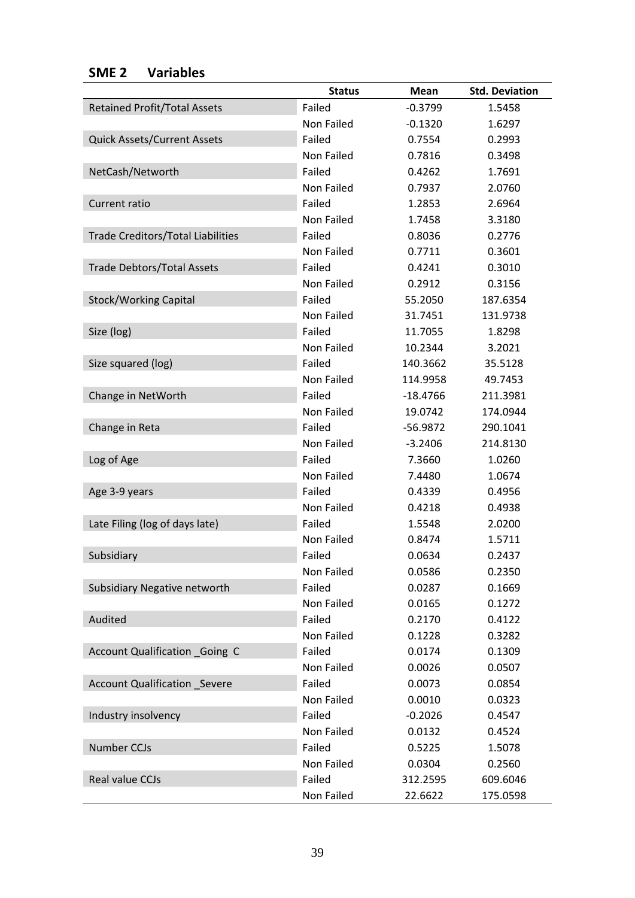## SME 2 Variables

| | Status | Mean | Std. Deviation |
|---|---|---|---|
| Retained Profit/Total Assets | Failed | -0.3799 | 1.5458 |
| | Non Failed | -0.1320 | 1.6297 |
| Quick Assets/Current Assets | Failed | 0.7554 | 0.2993 |
| | Non Failed | 0.7816 | 0.3498 |
| NetCash/Networth | Failed | 0.4262 | 1.7691 |
| | Non Failed | 0.7937 | 2.0760 |
| Current ratio | Failed | 1.2853 | 2.6964 |
| | Non Failed | 1.7458 | 3.3180 |
| Trade Creditors/Total Liabilities | Failed | 0.8036 | 0.2776 |
| | Non Failed | 0.7711 | 0.3601 |
| Trade Debtors/Total Assets | Failed | 0.4241 | 0.3010 |
| | Non Failed | 0.2912 | 0.3156 |
| Stock/Working Capital | Failed | 55.2050 | 187.6354 |
| | Non Failed | 31.7451 | 131.9738 |
| Size (log) | Failed | 11.7055 | 1.8298 |
| | Non Failed | 10.2344 | 3.2021 |
| Size squared (log) | Failed | 140.3662 | 35.5128 |
| | Non Failed | 114.9958 | 49.7453 |
| Change in NetWorth | Failed | -18.4766 | 211.3981 |
| | Non Failed | 19.0742 | 174.0944 |
| Change in Reta | Failed | -56.9872 | 290.1041 |
| | Non Failed | -3.2406 | 214.8130 |
| Log of Age | Failed | 7.3660 | 1.0260 |
| | Non Failed | 7.4480 | 1.0674 |
| Age 3-9 years | Failed | 0.4339 | 0.4956 |
| | Non Failed | 0.4218 | 0.4938 |
| Late Filing (log of days late) | Failed | 1.5548 | 2.0200 |
| | Non Failed | 0.8474 | 1.5711 |
| Subsidiary | Failed | 0.0634 | 0.2437 |
| | Non Failed | 0.0586 | 0.2350 |
| Subsidiary Negative networth | Failed | 0.0287 | 0.1669 |
| | Non Failed | 0.0165 | 0.1272 |
| Audited | Failed | 0.2170 | 0.4122 |
| | Non Failed | 0.1228 | 0.3282 |
| Account Qualification _Going C | Failed | 0.0174 | 0.1309 |
| | Non Failed | 0.0026 | 0.0507 |
| Account Qualification _Severe | Failed | 0.0073 | 0.0854 |
| | Non Failed | 0.0010 | 0.0323 |
| Industry insolvency | Failed | -0.2026 | 0.4547 |
| | Non Failed | 0.0132 | 0.4524 |
| Number CCJs | Failed | 0.5225 | 1.5078 |
| | Non Failed | 0.0304 | 0.2560 |
| Real value CCJs | Failed | 312.2595 | 609.6046 |
| | Non Failed | 22.6622 | 175.0598 |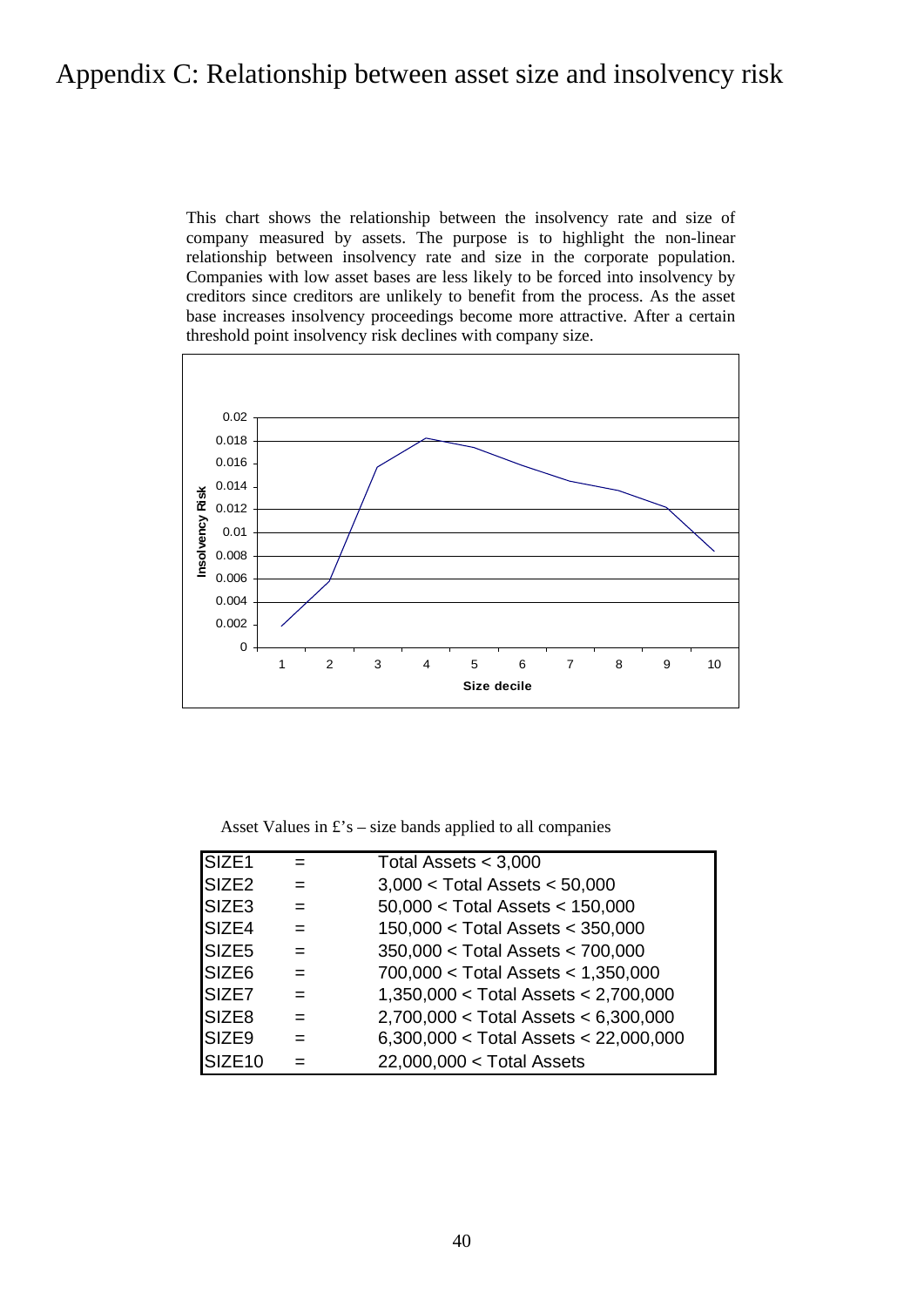# Appendix C: Relationship between asset size and insolvency risk

This chart shows the relationship between the insolvency rate and size of company measured by assets. The purpose is to highlight the non-linear relationship between insolvency rate and size in the corporate population. Companies with low asset bases are less likely to be forced into insolvency by creditors since creditors are unlikely to benefit from the process. As the asset base increases insolvency proceedings become more attractive. After a certain threshold point insolvency risk declines with company size.

Insolvency Risk

0.02
0.018
0.016
0.014
0.012
0.01
0.008
0.006
0.004
0.002
0

1 2 3 4 5 6 7 8 9 10

Size decile

Asset Values in £'s – size bands applied to all companies

| | | |
|---|---|---|
| SIZE1 | = | Total Assets < 3,000 |
| SIZE2 | = | 3,000 < Total Assets < 50,000 |
| SIZE3 | = | 50,000 < Total Assets < 150,000 |
| SIZE4 | = | 150,000 < Total Assets < 350,000 |
| SIZE5 | = | 350,000 < Total Assets < 700,000 |
| SIZE6 | = | 700,000 < Total Assets < 1,350,000 |
| SIZE7 | = | 1,350,000 < Total Assets < 2,700,000 |
| SIZE8 | = | 2,700,000 < Total Assets < 6,300,000 |
| SIZE9 | = | 6,300,000 < Total Assets < 22,000,000 |
| SIZE10 | = | 22,000,000 < Total Assets |